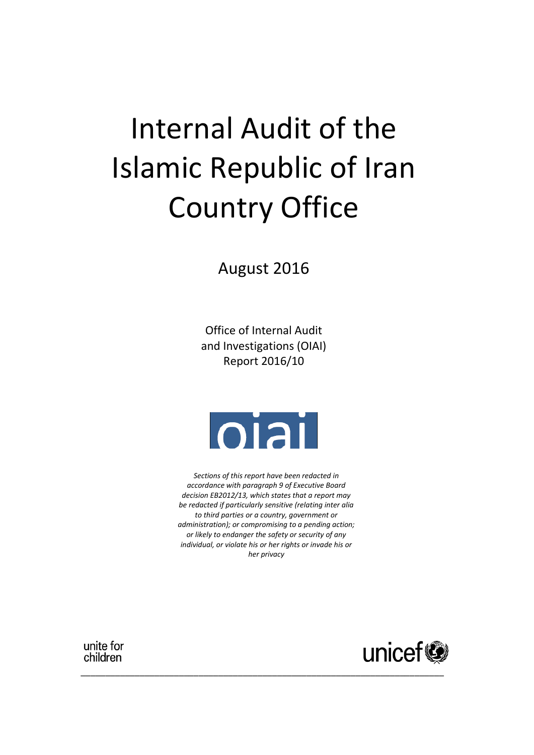# Internal Audit of the Islamic Republic of Iran Country Office

August 2016

Office of Internal Audit and Investigations (OIAI)
Report 2016/10

oiai

*Sections of this report have been redacted in accordance with paragraph 9 of Executive Board decision EB2012/13, which states that a report may be redacted if particularly sensitive (relating inter alia to third parties or a country, government or administration); or compromising to a pending action; or likely to endanger the safety or security of any individual, or violate his or her rights or invade his or her privacy*

unite for children

unicef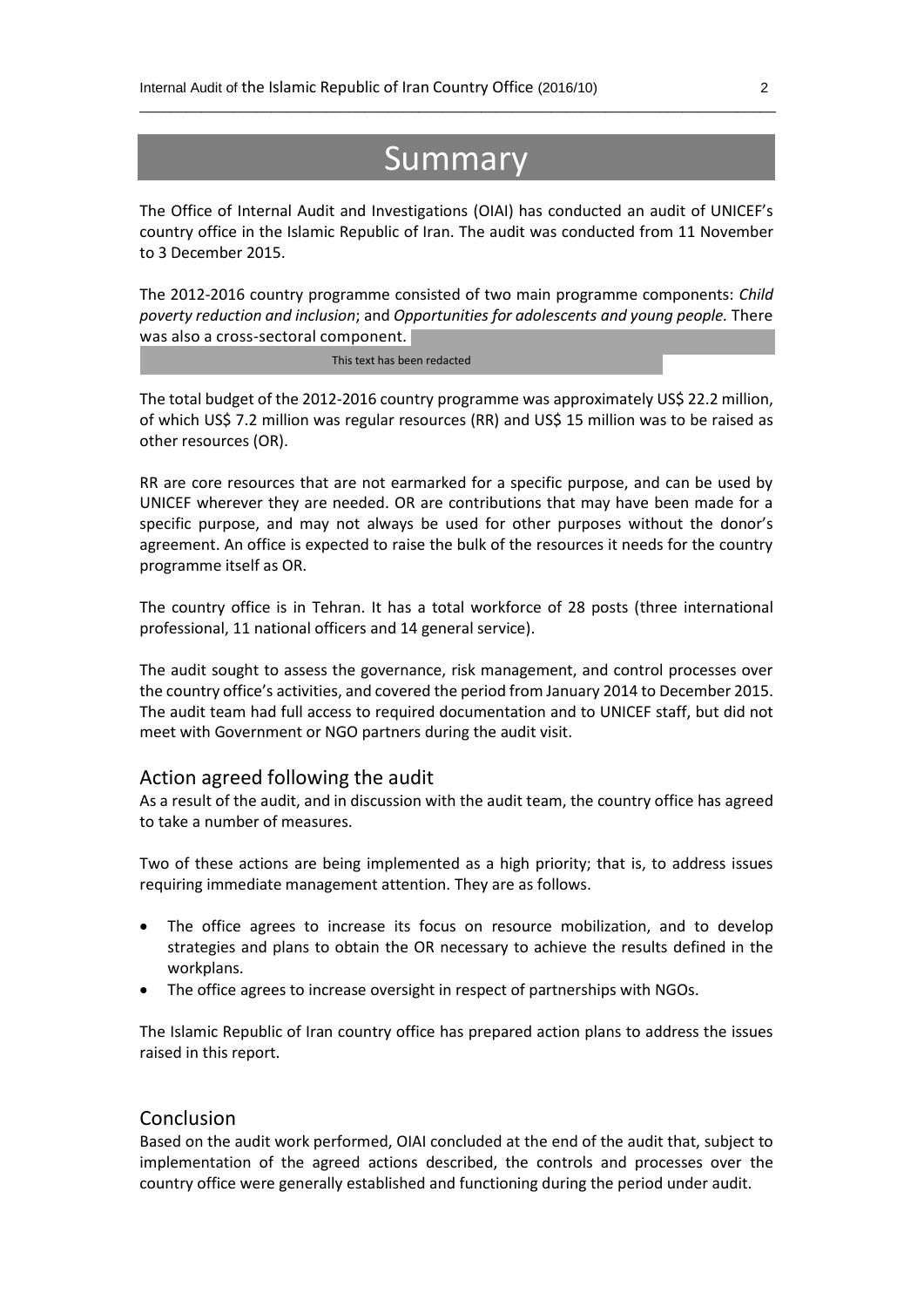# Summary

The Office of Internal Audit and Investigations (OIAI) has conducted an audit of UNICEF's country office in the Islamic Republic of Iran. The audit was conducted from 11 November to 3 December 2015.

The 2012-2016 country programme consisted of two main programme components: *Child poverty reduction and inclusion*; and *Opportunities for adolescents and young people.* There was also a cross-sectoral component.

This text has been redacted

The total budget of the 2012-2016 country programme was approximately US$ 22.2 million, of which US$ 7.2 million was regular resources (RR) and US$ 15 million was to be raised as other resources (OR).

RR are core resources that are not earmarked for a specific purpose, and can be used by UNICEF wherever they are needed. OR are contributions that may have been made for a specific purpose, and may not always be used for other purposes without the donor's agreement. An office is expected to raise the bulk of the resources it needs for the country programme itself as OR.

The country office is in Tehran. It has a total workforce of 28 posts (three international professional, 11 national officers and 14 general service).

The audit sought to assess the governance, risk management, and control processes over the country office's activities, and covered the period from January 2014 to December 2015. The audit team had full access to required documentation and to UNICEF staff, but did not meet with Government or NGO partners during the audit visit.

## Action agreed following the audit

As a result of the audit, and in discussion with the audit team, the country office has agreed to take a number of measures.

Two of these actions are being implemented as a high priority; that is, to address issues requiring immediate management attention. They are as follows.

- The office agrees to increase its focus on resource mobilization, and to develop strategies and plans to obtain the OR necessary to achieve the results defined in the workplans.
- The office agrees to increase oversight in respect of partnerships with NGOs.

The Islamic Republic of Iran country office has prepared action plans to address the issues raised in this report.

## Conclusion

Based on the audit work performed, OIAI concluded at the end of the audit that, subject to implementation of the agreed actions described, the controls and processes over the country office were generally established and functioning during the period under audit.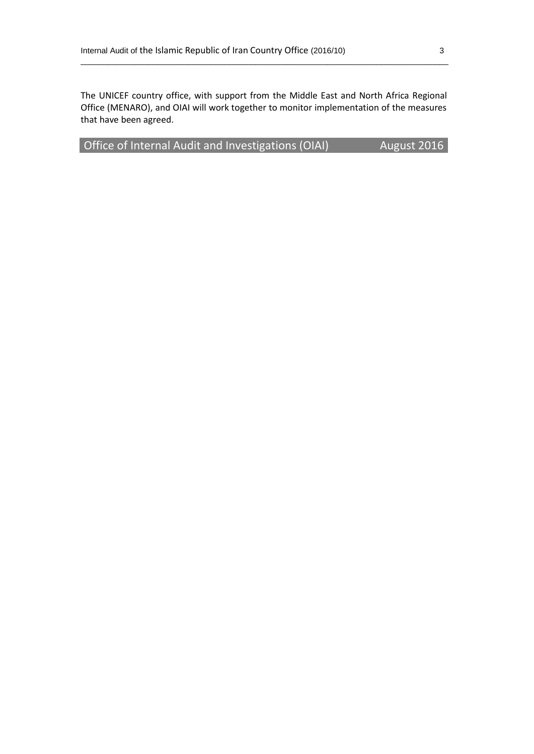The UNICEF country office, with support from the Middle East and North Africa Regional Office (MENARO), and OIAI will work together to monitor implementation of the measures that have been agreed.

**Office of Internal Audit and Investigations (OIAI) August 2016**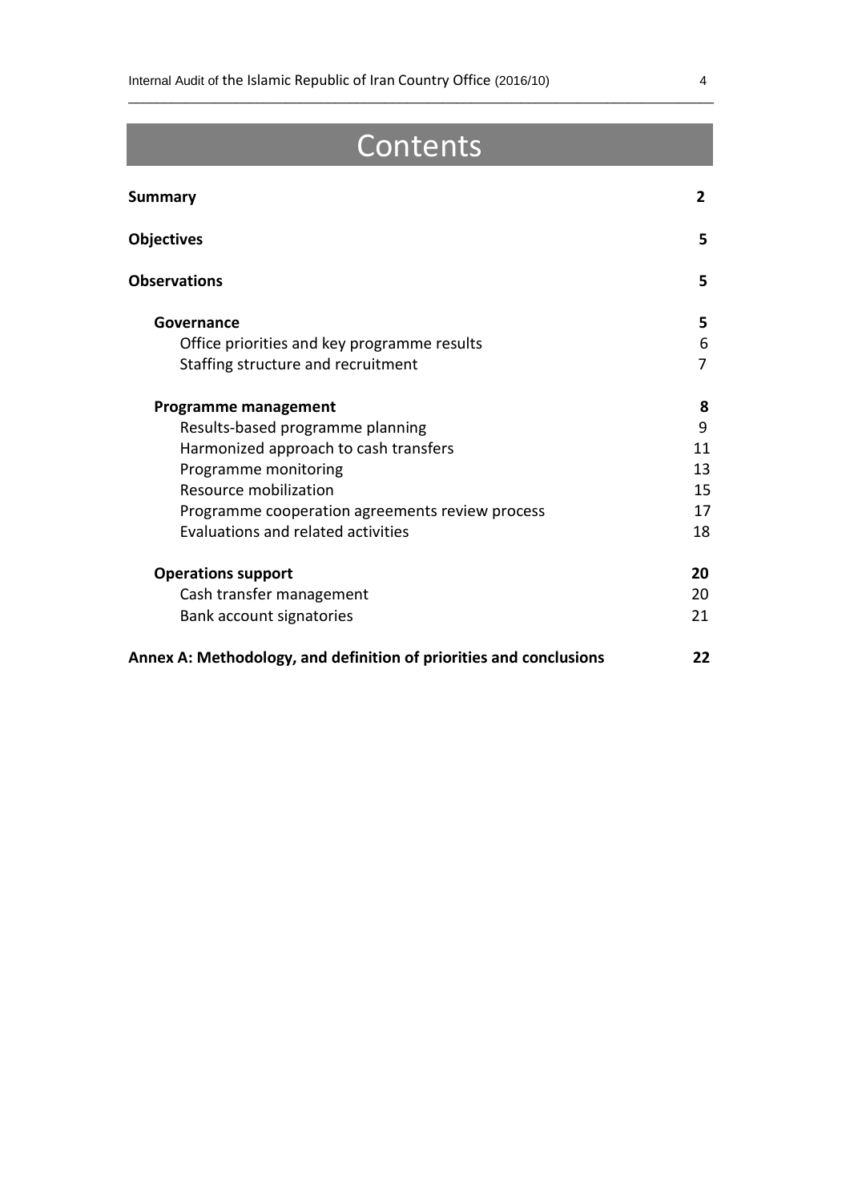# Contents

| | |
|---|---|
| **Summary** | **2** |
| **Objectives** | **5** |
| **Observations** | **5** |
| **Governance** | **5** |
| Office priorities and key programme results | 6 |
| Staffing structure and recruitment | 7 |
| **Programme management** | **8** |
| Results-based programme planning | 9 |
| Harmonized approach to cash transfers | 11 |
| Programme monitoring | 13 |
| Resource mobilization | 15 |
| Programme cooperation agreements review process | 17 |
| Evaluations and related activities | 18 |
| **Operations support** | **20** |
| Cash transfer management | 20 |
| Bank account signatories | 21 |
| **Annex A: Methodology, and definition of priorities and conclusions** | **22** |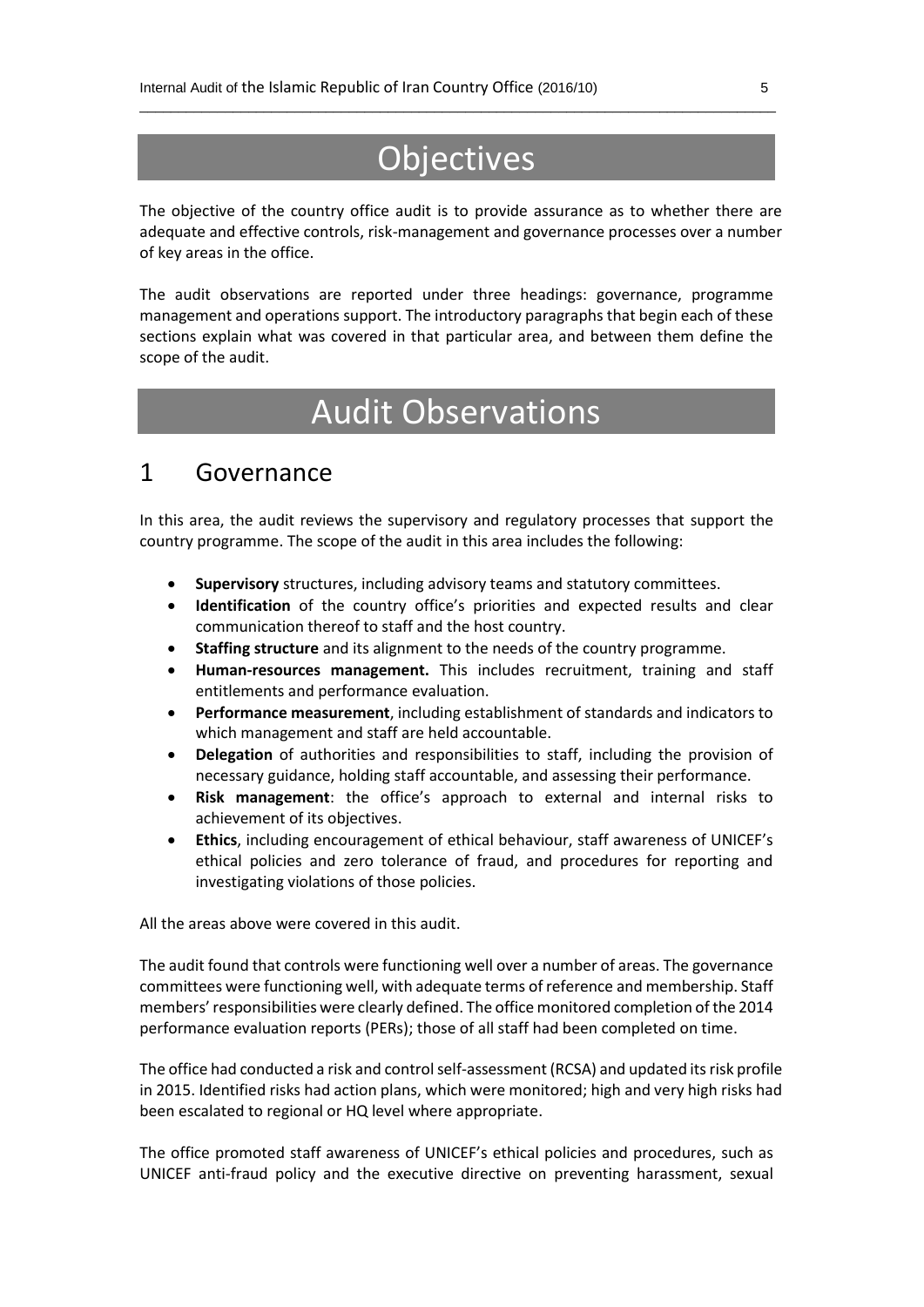# Objectives

The objective of the country office audit is to provide assurance as to whether there are adequate and effective controls, risk-management and governance processes over a number of key areas in the office.

The audit observations are reported under three headings: governance, programme management and operations support. The introductory paragraphs that begin each of these sections explain what was covered in that particular area, and between them define the scope of the audit.

# Audit Observations

## 1 Governance

In this area, the audit reviews the supervisory and regulatory processes that support the country programme. The scope of the audit in this area includes the following:

- **Supervisory** structures, including advisory teams and statutory committees.
- **Identification** of the country office's priorities and expected results and clear communication thereof to staff and the host country.
- **Staffing structure** and its alignment to the needs of the country programme.
- **Human-resources management.** This includes recruitment, training and staff entitlements and performance evaluation.
- **Performance measurement**, including establishment of standards and indicators to which management and staff are held accountable.
- **Delegation** of authorities and responsibilities to staff, including the provision of necessary guidance, holding staff accountable, and assessing their performance.
- **Risk management**: the office's approach to external and internal risks to achievement of its objectives.
- **Ethics**, including encouragement of ethical behaviour, staff awareness of UNICEF's ethical policies and zero tolerance of fraud, and procedures for reporting and investigating violations of those policies.

All the areas above were covered in this audit.

The audit found that controls were functioning well over a number of areas. The governance committees were functioning well, with adequate terms of reference and membership. Staff members' responsibilities were clearly defined. The office monitored completion of the 2014 performance evaluation reports (PERs); those of all staff had been completed on time.

The office had conducted a risk and control self-assessment (RCSA) and updated its risk profile in 2015. Identified risks had action plans, which were monitored; high and very high risks had been escalated to regional or HQ level where appropriate.

The office promoted staff awareness of UNICEF's ethical policies and procedures, such as UNICEF anti-fraud policy and the executive directive on preventing harassment, sexual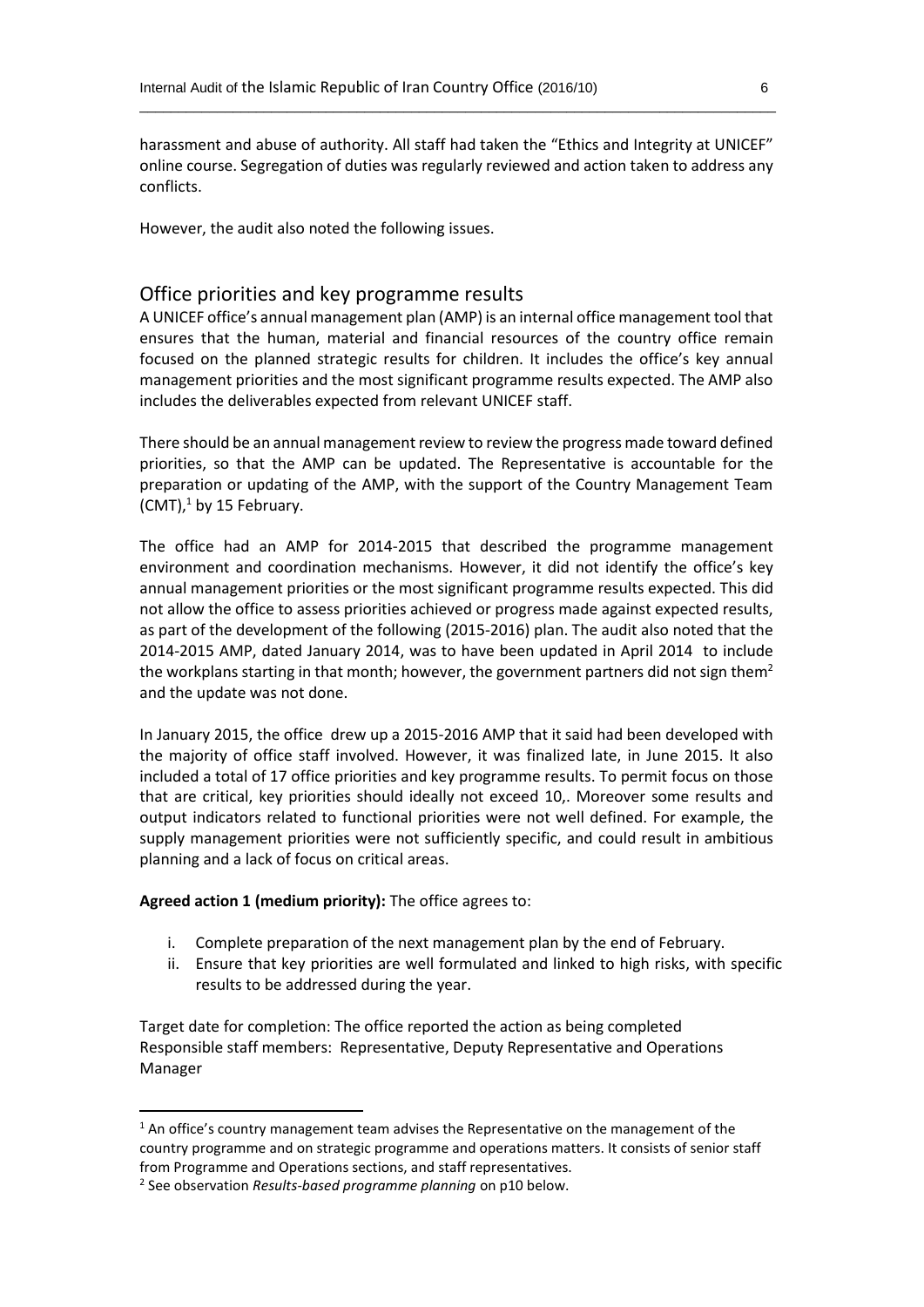harassment and abuse of authority. All staff had taken the "Ethics and Integrity at UNICEF" online course. Segregation of duties was regularly reviewed and action taken to address any conflicts.

However, the audit also noted the following issues.

## Office priorities and key programme results

A UNICEF office's annual management plan (AMP) is an internal office management tool that ensures that the human, material and financial resources of the country office remain focused on the planned strategic results for children. It includes the office's key annual management priorities and the most significant programme results expected. The AMP also includes the deliverables expected from relevant UNICEF staff.

There should be an annual management review to review the progress made toward defined priorities, so that the AMP can be updated. The Representative is accountable for the preparation or updating of the AMP, with the support of the Country Management Team (CMT),[1] by 15 February.

The office had an AMP for 2014-2015 that described the programme management environment and coordination mechanisms. However, it did not identify the office's key annual management priorities or the most significant programme results expected. This did not allow the office to assess priorities achieved or progress made against expected results, as part of the development of the following (2015-2016) plan. The audit also noted that the 2014-2015 AMP, dated January 2014, was to have been updated in April 2014 to include the workplans starting in that month; however, the government partners did not sign them[2] and the update was not done.

In January 2015, the office drew up a 2015-2016 AMP that it said had been developed with the majority of office staff involved. However, it was finalized late, in June 2015. It also included a total of 17 office priorities and key programme results. To permit focus on those that are critical, key priorities should ideally not exceed 10,. Moreover some results and output indicators related to functional priorities were not well defined. For example, the supply management priorities were not sufficiently specific, and could result in ambitious planning and a lack of focus on critical areas.

**Agreed action 1 (medium priority):** The office agrees to:

i. Complete preparation of the next management plan by the end of February.
ii. Ensure that key priorities are well formulated and linked to high risks, with specific results to be addressed during the year.

Target date for completion: The office reported the action as being completed
Responsible staff members: Representative, Deputy Representative and Operations Manager

---

[1] An office's country management team advises the Representative on the management of the country programme and on strategic programme and operations matters. It consists of senior staff from Programme and Operations sections, and staff representatives.

[2] See observation *Results-based programme planning* on p10 below.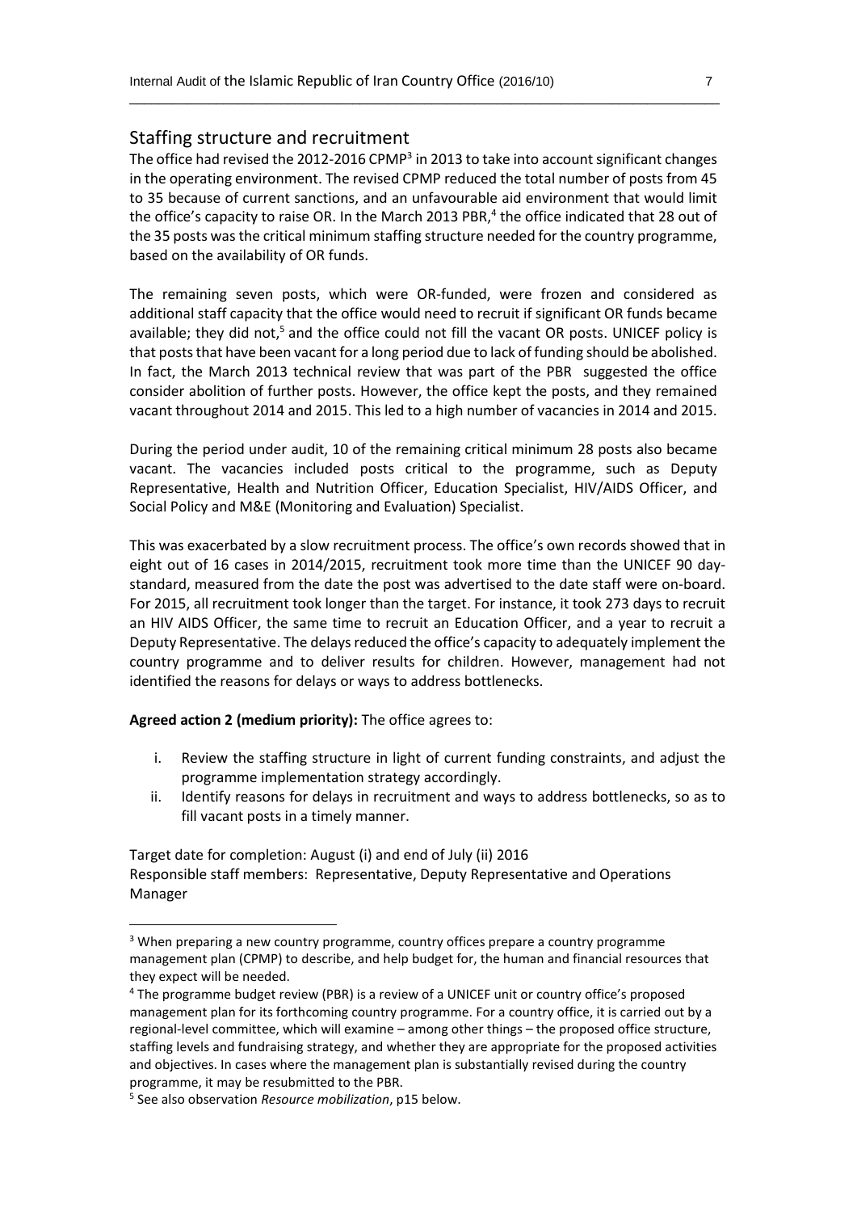## Staffing structure and recruitment

The office had revised the 2012-2016 CPMP[3] in 2013 to take into account significant changes in the operating environment. The revised CPMP reduced the total number of posts from 45 to 35 because of current sanctions, and an unfavourable aid environment that would limit the office's capacity to raise OR. In the March 2013 PBR,[4] the office indicated that 28 out of the 35 posts was the critical minimum staffing structure needed for the country programme, based on the availability of OR funds.

The remaining seven posts, which were OR-funded, were frozen and considered as additional staff capacity that the office would need to recruit if significant OR funds became available; they did not,[5] and the office could not fill the vacant OR posts. UNICEF policy is that posts that have been vacant for a long period due to lack of funding should be abolished. In fact, the March 2013 technical review that was part of the PBR suggested the office consider abolition of further posts. However, the office kept the posts, and they remained vacant throughout 2014 and 2015. This led to a high number of vacancies in 2014 and 2015.

During the period under audit, 10 of the remaining critical minimum 28 posts also became vacant. The vacancies included posts critical to the programme, such as Deputy Representative, Health and Nutrition Officer, Education Specialist, HIV/AIDS Officer, and Social Policy and M&E (Monitoring and Evaluation) Specialist.

This was exacerbated by a slow recruitment process. The office's own records showed that in eight out of 16 cases in 2014/2015, recruitment took more time than the UNICEF 90 day-standard, measured from the date the post was advertised to the date staff were on-board. For 2015, all recruitment took longer than the target. For instance, it took 273 days to recruit an HIV AIDS Officer, the same time to recruit an Education Officer, and a year to recruit a Deputy Representative. The delays reduced the office's capacity to adequately implement the country programme and to deliver results for children. However, management had not identified the reasons for delays or ways to address bottlenecks.

**Agreed action 2 (medium priority):** The office agrees to:

i. Review the staffing structure in light of current funding constraints, and adjust the programme implementation strategy accordingly.
ii. Identify reasons for delays in recruitment and ways to address bottlenecks, so as to fill vacant posts in a timely manner.

Target date for completion: August (i) and end of July (ii) 2016
Responsible staff members: Representative, Deputy Representative and Operations Manager

---

[3] When preparing a new country programme, country offices prepare a country programme management plan (CPMP) to describe, and help budget for, the human and financial resources that they expect will be needed.

[4] The programme budget review (PBR) is a review of a UNICEF unit or country office's proposed management plan for its forthcoming country programme. For a country office, it is carried out by a regional-level committee, which will examine – among other things – the proposed office structure, staffing levels and fundraising strategy, and whether they are appropriate for the proposed activities and objectives. In cases where the management plan is substantially revised during the country programme, it may be resubmitted to the PBR.

[5] See also observation *Resource mobilization*, p15 below.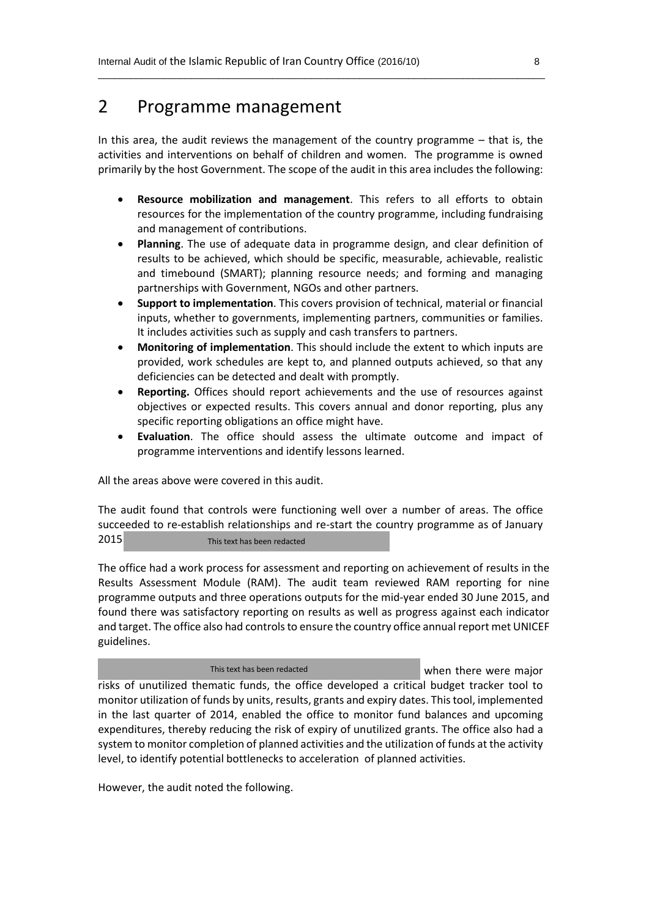## 2 Programme management

In this area, the audit reviews the management of the country programme – that is, the activities and interventions on behalf of children and women. The programme is owned primarily by the host Government. The scope of the audit in this area includes the following:

- **Resource mobilization and management**. This refers to all efforts to obtain resources for the implementation of the country programme, including fundraising and management of contributions.
- **Planning**. The use of adequate data in programme design, and clear definition of results to be achieved, which should be specific, measurable, achievable, realistic and timebound (SMART); planning resource needs; and forming and managing partnerships with Government, NGOs and other partners.
- **Support to implementation**. This covers provision of technical, material or financial inputs, whether to governments, implementing partners, communities or families. It includes activities such as supply and cash transfers to partners.
- **Monitoring of implementation**. This should include the extent to which inputs are provided, work schedules are kept to, and planned outputs achieved, so that any deficiencies can be detected and dealt with promptly.
- **Reporting.** Offices should report achievements and the use of resources against objectives or expected results. This covers annual and donor reporting, plus any specific reporting obligations an office might have.
- **Evaluation**. The office should assess the ultimate outcome and impact of programme interventions and identify lessons learned.

All the areas above were covered in this audit.

The audit found that controls were functioning well over a number of areas. The office succeeded to re-establish relationships and re-start the country programme as of January 2015 This text has been redacted

The office had a work process for assessment and reporting on achievement of results in the Results Assessment Module (RAM). The audit team reviewed RAM reporting for nine programme outputs and three operations outputs for the mid-year ended 30 June 2015, and found there was satisfactory reporting on results as well as progress against each indicator and target. The office also had controls to ensure the country office annual report met UNICEF guidelines.

This text has been redacted when there were major risks of unutilized thematic funds, the office developed a critical budget tracker tool to monitor utilization of funds by units, results, grants and expiry dates. This tool, implemented in the last quarter of 2014, enabled the office to monitor fund balances and upcoming expenditures, thereby reducing the risk of expiry of unutilized grants. The office also had a system to monitor completion of planned activities and the utilization of funds at the activity level, to identify potential bottlenecks to acceleration of planned activities.

However, the audit noted the following.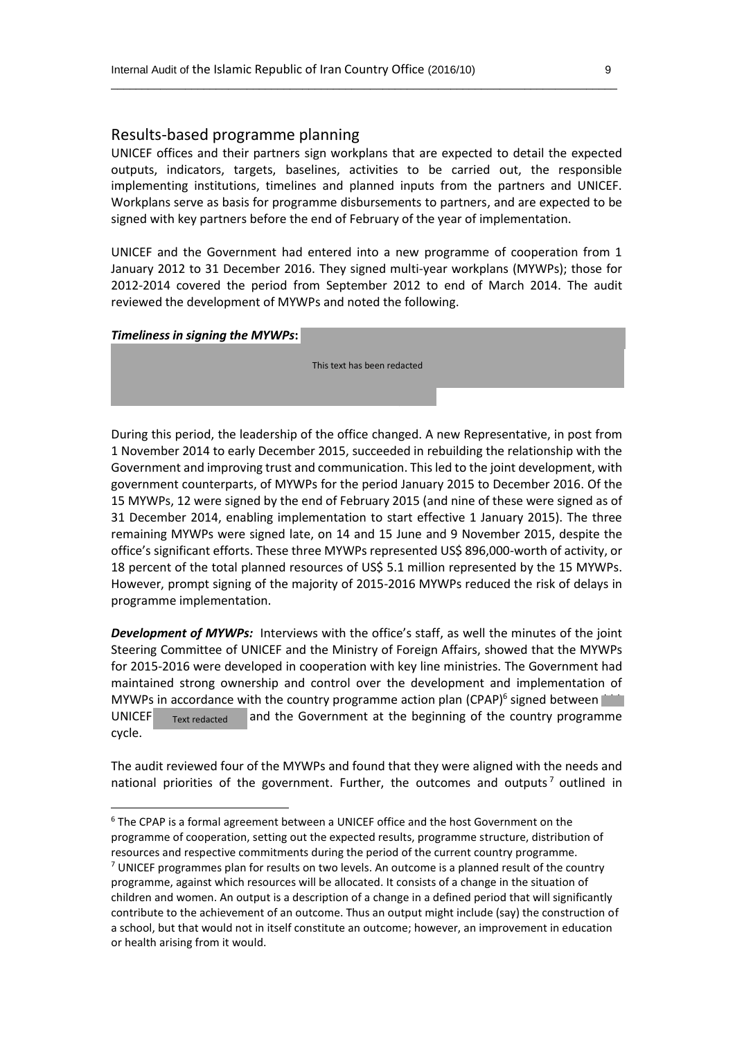## Results-based programme planning

UNICEF offices and their partners sign workplans that are expected to detail the expected outputs, indicators, targets, baselines, activities to be carried out, the responsible implementing institutions, timelines and planned inputs from the partners and UNICEF. Workplans serve as basis for programme disbursements to partners, and are expected to be signed with key partners before the end of February of the year of implementation.

UNICEF and the Government had entered into a new programme of cooperation from 1 January 2012 to 31 December 2016. They signed multi-year workplans (MYWPs); those for 2012-2014 covered the period from September 2012 to end of March 2014. The audit reviewed the development of MYWPs and noted the following.

***Timeliness in signing the MYWPs*:**

This text has been redacted

During this period, the leadership of the office changed. A new Representative, in post from 1 November 2014 to early December 2015, succeeded in rebuilding the relationship with the Government and improving trust and communication. This led to the joint development, with government counterparts, of MYWPs for the period January 2015 to December 2016. Of the 15 MYWPs, 12 were signed by the end of February 2015 (and nine of these were signed as of 31 December 2014, enabling implementation to start effective 1 January 2015). The three remaining MYWPs were signed late, on 14 and 15 June and 9 November 2015, despite the office's significant efforts. These three MYWPs represented US$ 896,000-worth of activity, or 18 percent of the total planned resources of US$ 5.1 million represented by the 15 MYWPs. However, prompt signing of the majority of 2015-2016 MYWPs reduced the risk of delays in programme implementation.

***Development of MYWPs:*** Interviews with the office's staff, as well the minutes of the joint Steering Committee of UNICEF and the Ministry of Foreign Affairs, showed that the MYWPs for 2015-2016 were developed in cooperation with key line ministries. The Government had maintained strong ownership and control over the development and implementation of MYWPs in accordance with the country programme action plan (CPAP)[6] signed between UNICEF Text redacted and the Government at the beginning of the country programme cycle.

The audit reviewed four of the MYWPs and found that they were aligned with the needs and national priorities of the government. Further, the outcomes and outputs[7] outlined in

---

[6] The CPAP is a formal agreement between a UNICEF office and the host Government on the programme of cooperation, setting out the expected results, programme structure, distribution of resources and respective commitments during the period of the current country programme.

[7] UNICEF programmes plan for results on two levels. An outcome is a planned result of the country programme, against which resources will be allocated. It consists of a change in the situation of children and women. An output is a description of a change in a defined period that will significantly contribute to the achievement of an outcome. Thus an output might include (say) the construction of a school, but that would not in itself constitute an outcome; however, an improvement in education or health arising from it would.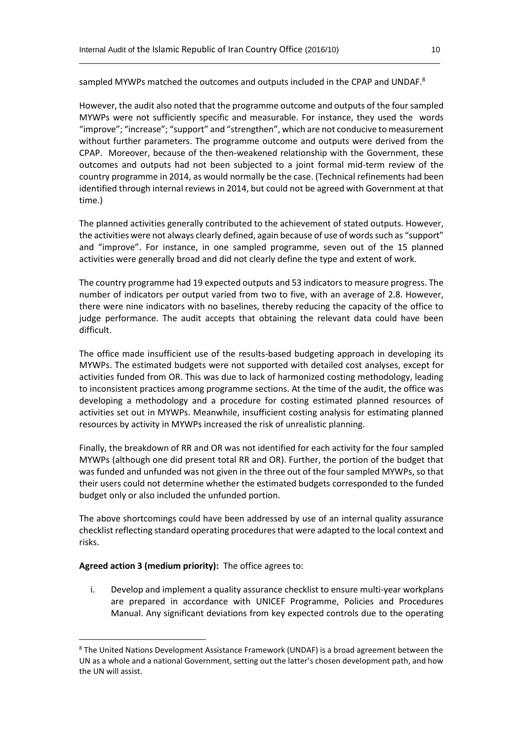sampled MYWPs matched the outcomes and outputs included in the CPAP and UNDAF.[8]

However, the audit also noted that the programme outcome and outputs of the four sampled MYWPs were not sufficiently specific and measurable. For instance, they used the words "improve"; "increase"; "support" and "strengthen", which are not conducive to measurement without further parameters. The programme outcome and outputs were derived from the CPAP. Moreover, because of the then-weakened relationship with the Government, these outcomes and outputs had not been subjected to a joint formal mid-term review of the country programme in 2014, as would normally be the case. (Technical refinements had been identified through internal reviews in 2014, but could not be agreed with Government at that time.)

The planned activities generally contributed to the achievement of stated outputs. However, the activities were not always clearly defined, again because of use of words such as "support" and "improve". For instance, in one sampled programme, seven out of the 15 planned activities were generally broad and did not clearly define the type and extent of work.

The country programme had 19 expected outputs and 53 indicators to measure progress. The number of indicators per output varied from two to five, with an average of 2.8. However, there were nine indicators with no baselines, thereby reducing the capacity of the office to judge performance. The audit accepts that obtaining the relevant data could have been difficult.

The office made insufficient use of the results-based budgeting approach in developing its MYWPs. The estimated budgets were not supported with detailed cost analyses, except for activities funded from OR. This was due to lack of harmonized costing methodology, leading to inconsistent practices among programme sections. At the time of the audit, the office was developing a methodology and a procedure for costing estimated planned resources of activities set out in MYWPs. Meanwhile, insufficient costing analysis for estimating planned resources by activity in MYWPs increased the risk of unrealistic planning.

Finally, the breakdown of RR and OR was not identified for each activity for the four sampled MYWPs (although one did present total RR and OR). Further, the portion of the budget that was funded and unfunded was not given in the three out of the four sampled MYWPs, so that their users could not determine whether the estimated budgets corresponded to the funded budget only or also included the unfunded portion.

The above shortcomings could have been addressed by use of an internal quality assurance checklist reflecting standard operating procedures that were adapted to the local context and risks.

**Agreed action 3 (medium priority):** The office agrees to:

i. Develop and implement a quality assurance checklist to ensure multi-year workplans are prepared in accordance with UNICEF Programme, Policies and Procedures Manual. Any significant deviations from key expected controls due to the operating

[8] The United Nations Development Assistance Framework (UNDAF) is a broad agreement between the UN as a whole and a national Government, setting out the latter's chosen development path, and how the UN will assist.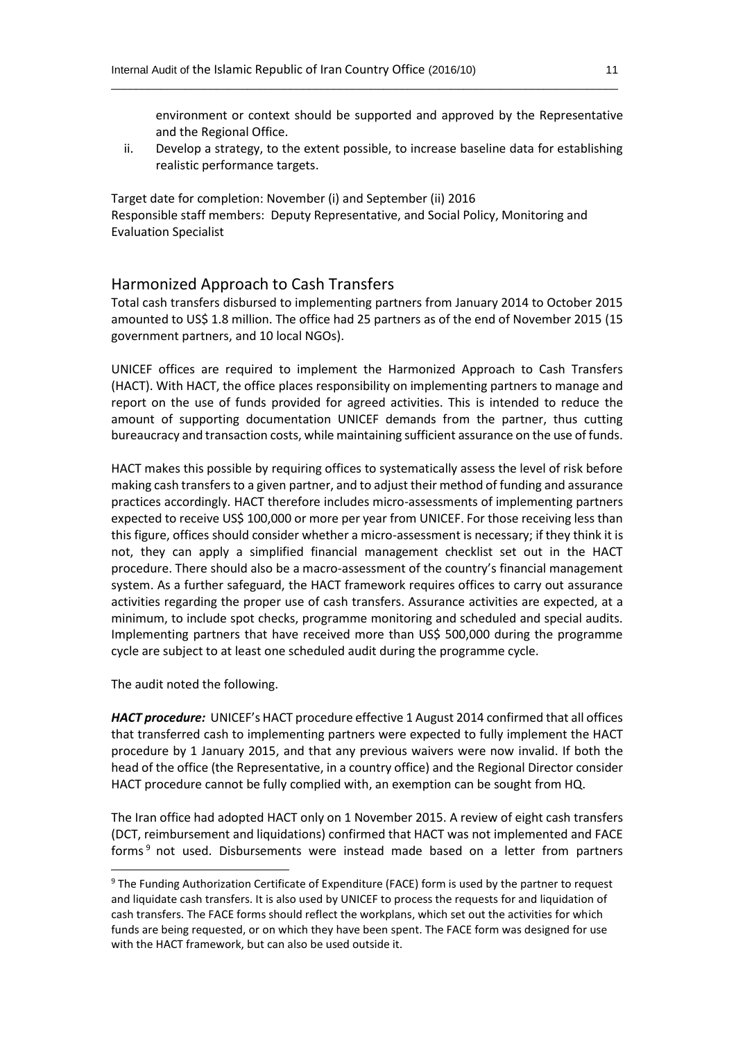environment or context should be supported and approved by the Representative and the Regional Office.

ii. Develop a strategy, to the extent possible, to increase baseline data for establishing realistic performance targets.

Target date for completion: November (i) and September (ii) 2016
Responsible staff members: Deputy Representative, and Social Policy, Monitoring and Evaluation Specialist

## Harmonized Approach to Cash Transfers

Total cash transfers disbursed to implementing partners from January 2014 to October 2015 amounted to US$ 1.8 million. The office had 25 partners as of the end of November 2015 (15 government partners, and 10 local NGOs).

UNICEF offices are required to implement the Harmonized Approach to Cash Transfers (HACT). With HACT, the office places responsibility on implementing partners to manage and report on the use of funds provided for agreed activities. This is intended to reduce the amount of supporting documentation UNICEF demands from the partner, thus cutting bureaucracy and transaction costs, while maintaining sufficient assurance on the use of funds.

HACT makes this possible by requiring offices to systematically assess the level of risk before making cash transfers to a given partner, and to adjust their method of funding and assurance practices accordingly. HACT therefore includes micro-assessments of implementing partners expected to receive US$ 100,000 or more per year from UNICEF. For those receiving less than this figure, offices should consider whether a micro-assessment is necessary; if they think it is not, they can apply a simplified financial management checklist set out in the HACT procedure. There should also be a macro-assessment of the country's financial management system. As a further safeguard, the HACT framework requires offices to carry out assurance activities regarding the proper use of cash transfers. Assurance activities are expected, at a minimum, to include spot checks, programme monitoring and scheduled and special audits. Implementing partners that have received more than US$ 500,000 during the programme cycle are subject to at least one scheduled audit during the programme cycle.

The audit noted the following.

***HACT procedure:*** UNICEF's HACT procedure effective 1 August 2014 confirmed that all offices that transferred cash to implementing partners were expected to fully implement the HACT procedure by 1 January 2015, and that any previous waivers were now invalid. If both the head of the office (the Representative, in a country office) and the Regional Director consider HACT procedure cannot be fully complied with, an exemption can be sought from HQ.

The Iran office had adopted HACT only on 1 November 2015. A review of eight cash transfers (DCT, reimbursement and liquidations) confirmed that HACT was not implemented and FACE forms[9] not used. Disbursements were instead made based on a letter from partners

[9] The Funding Authorization Certificate of Expenditure (FACE) form is used by the partner to request and liquidate cash transfers. It is also used by UNICEF to process the requests for and liquidation of cash transfers. The FACE forms should reflect the workplans, which set out the activities for which funds are being requested, or on which they have been spent. The FACE form was designed for use with the HACT framework, but can also be used outside it.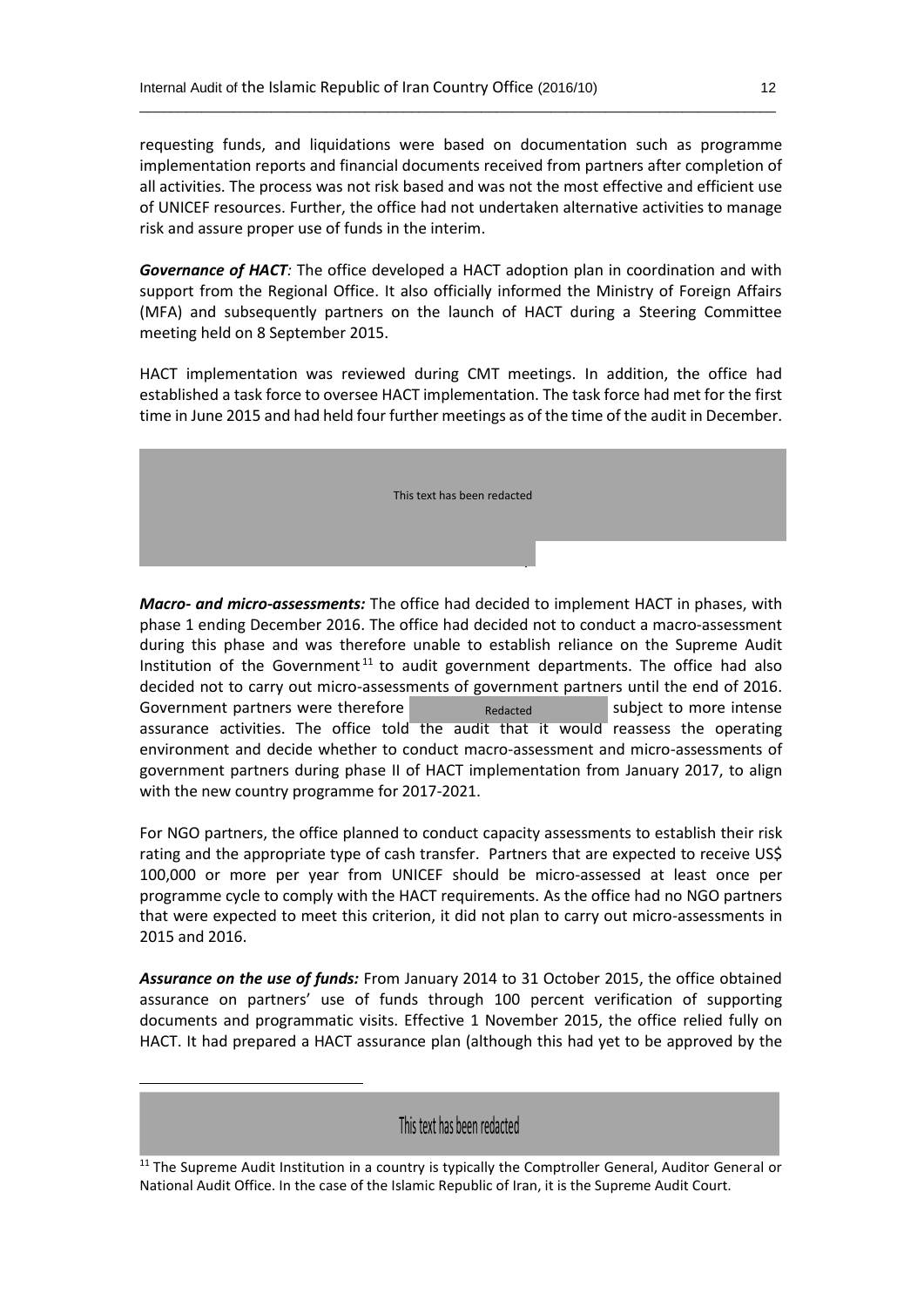requesting funds, and liquidations were based on documentation such as programme implementation reports and financial documents received from partners after completion of all activities. The process was not risk based and was not the most effective and efficient use of UNICEF resources. Further, the office had not undertaken alternative activities to manage risk and assure proper use of funds in the interim.

***Governance of HACT**:* The office developed a HACT adoption plan in coordination and with support from the Regional Office. It also officially informed the Ministry of Foreign Affairs (MFA) and subsequently partners on the launch of HACT during a Steering Committee meeting held on 8 September 2015.

HACT implementation was reviewed during CMT meetings. In addition, the office had established a task force to oversee HACT implementation. The task force had met for the first time in June 2015 and had held four further meetings as of the time of the audit in December.

This text has been redacted

***Macro- and micro-assessments:*** The office had decided to implement HACT in phases, with phase 1 ending December 2016. The office had decided not to conduct a macro-assessment during this phase and was therefore unable to establish reliance on the Supreme Audit Institution of the Government[11] to audit government departments. The office had also decided not to carry out micro-assessments of government partners until the end of 2016. Government partners were therefore Redacted subject to more intense assurance activities. The office told the audit that it would reassess the operating environment and decide whether to conduct macro-assessment and micro-assessments of government partners during phase II of HACT implementation from January 2017, to align with the new country programme for 2017-2021.

For NGO partners, the office planned to conduct capacity assessments to establish their risk rating and the appropriate type of cash transfer. Partners that are expected to receive US$ 100,000 or more per year from UNICEF should be micro-assessed at least once per programme cycle to comply with the HACT requirements. As the office had no NGO partners that were expected to meet this criterion, it did not plan to carry out micro-assessments in 2015 and 2016.

***Assurance on the use of funds:*** From January 2014 to 31 October 2015, the office obtained assurance on partners' use of funds through 100 percent verification of supporting documents and programmatic visits. Effective 1 November 2015, the office relied fully on HACT. It had prepared a HACT assurance plan (although this had yet to be approved by the

---

This text has been redacted

[11] The Supreme Audit Institution in a country is typically the Comptroller General, Auditor General or National Audit Office. In the case of the Islamic Republic of Iran, it is the Supreme Audit Court.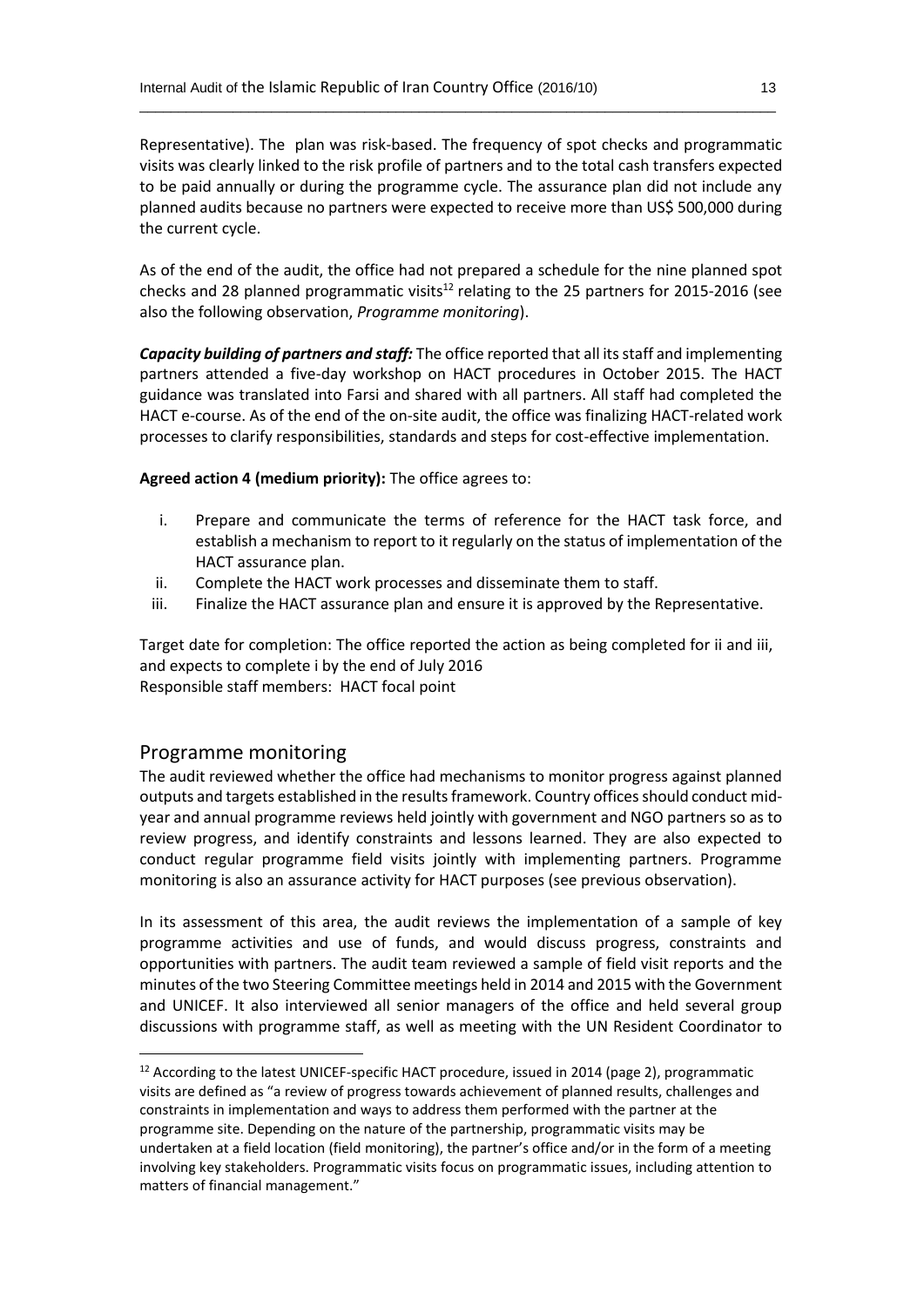Representative). The plan was risk-based. The frequency of spot checks and programmatic visits was clearly linked to the risk profile of partners and to the total cash transfers expected to be paid annually or during the programme cycle. The assurance plan did not include any planned audits because no partners were expected to receive more than US$ 500,000 during the current cycle.

As of the end of the audit, the office had not prepared a schedule for the nine planned spot checks and 28 planned programmatic visits[12] relating to the 25 partners for 2015-2016 (see also the following observation, *Programme monitoring*).

***Capacity building of partners and staff:*** The office reported that all its staff and implementing partners attended a five-day workshop on HACT procedures in October 2015. The HACT guidance was translated into Farsi and shared with all partners. All staff had completed the HACT e-course. As of the end of the on-site audit, the office was finalizing HACT-related work processes to clarify responsibilities, standards and steps for cost-effective implementation.

**Agreed action 4 (medium priority):** The office agrees to:

i. Prepare and communicate the terms of reference for the HACT task force, and establish a mechanism to report to it regularly on the status of implementation of the HACT assurance plan.
ii. Complete the HACT work processes and disseminate them to staff.
iii. Finalize the HACT assurance plan and ensure it is approved by the Representative.

Target date for completion: The office reported the action as being completed for ii and iii, and expects to complete i by the end of July 2016
Responsible staff members: HACT focal point

## Programme monitoring

The audit reviewed whether the office had mechanisms to monitor progress against planned outputs and targets established in the results framework. Country offices should conduct mid-year and annual programme reviews held jointly with government and NGO partners so as to review progress, and identify constraints and lessons learned. They are also expected to conduct regular programme field visits jointly with implementing partners. Programme monitoring is also an assurance activity for HACT purposes (see previous observation).

In its assessment of this area, the audit reviews the implementation of a sample of key programme activities and use of funds, and would discuss progress, constraints and opportunities with partners. The audit team reviewed a sample of field visit reports and the minutes of the two Steering Committee meetings held in 2014 and 2015 with the Government and UNICEF. It also interviewed all senior managers of the office and held several group discussions with programme staff, as well as meeting with the UN Resident Coordinator to

---

[12] According to the latest UNICEF-specific HACT procedure, issued in 2014 (page 2), programmatic visits are defined as "a review of progress towards achievement of planned results, challenges and constraints in implementation and ways to address them performed with the partner at the programme site. Depending on the nature of the partnership, programmatic visits may be undertaken at a field location (field monitoring), the partner's office and/or in the form of a meeting involving key stakeholders. Programmatic visits focus on programmatic issues, including attention to matters of financial management."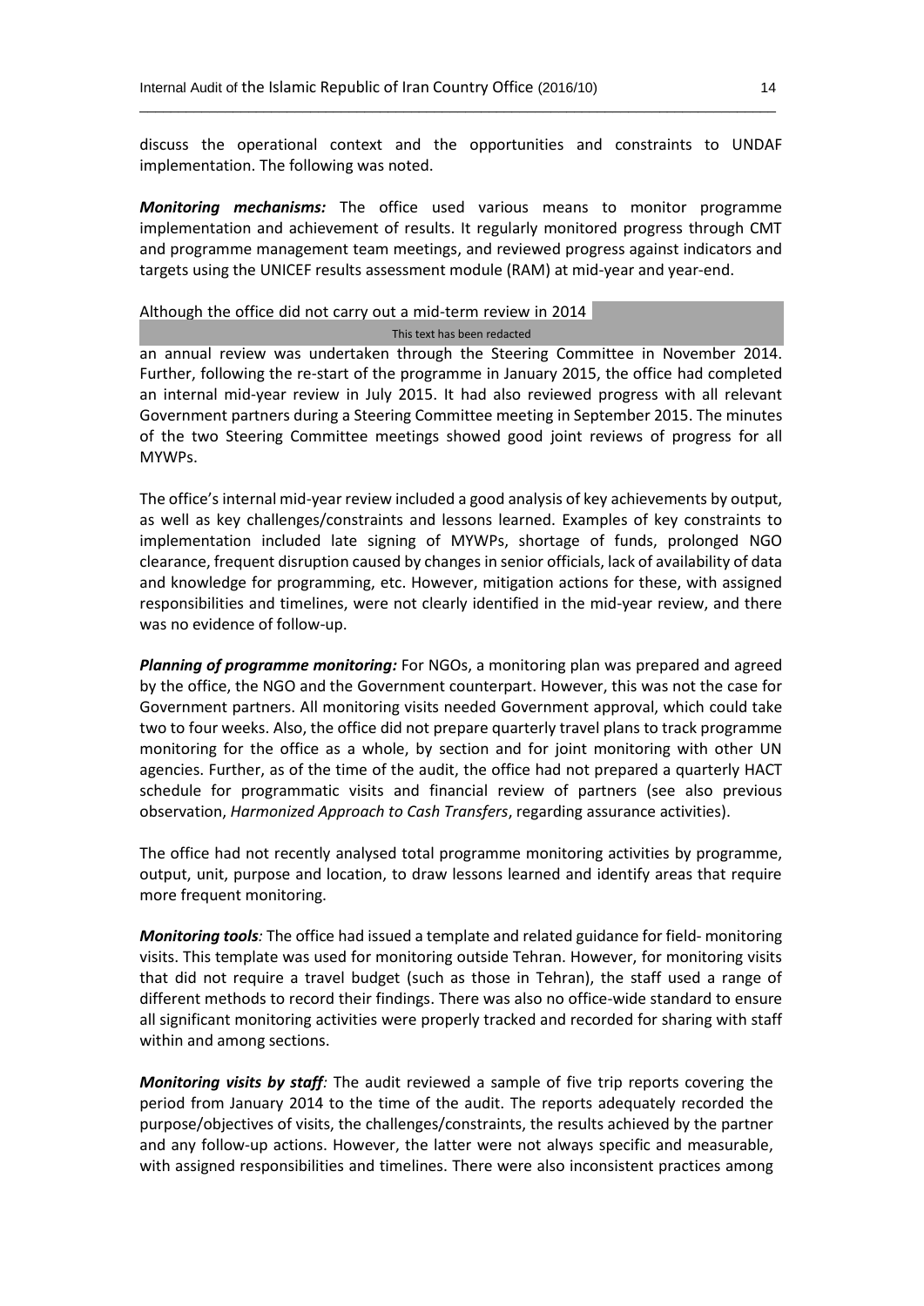discuss the operational context and the opportunities and constraints to UNDAF implementation. The following was noted.

***Monitoring mechanisms:*** The office used various means to monitor programme implementation and achievement of results. It regularly monitored progress through CMT and programme management team meetings, and reviewed progress against indicators and targets using the UNICEF results assessment module (RAM) at mid-year and year-end.

Although the office did not carry out a mid-term review in 2014 This text has been redacted an annual review was undertaken through the Steering Committee in November 2014. Further, following the re-start of the programme in January 2015, the office had completed an internal mid-year review in July 2015. It had also reviewed progress with all relevant Government partners during a Steering Committee meeting in September 2015. The minutes of the two Steering Committee meetings showed good joint reviews of progress for all MYWPs.

The office's internal mid-year review included a good analysis of key achievements by output, as well as key challenges/constraints and lessons learned. Examples of key constraints to implementation included late signing of MYWPs, shortage of funds, prolonged NGO clearance, frequent disruption caused by changes in senior officials, lack of availability of data and knowledge for programming, etc. However, mitigation actions for these, with assigned responsibilities and timelines, were not clearly identified in the mid-year review, and there was no evidence of follow-up.

***Planning of programme monitoring:*** For NGOs, a monitoring plan was prepared and agreed by the office, the NGO and the Government counterpart. However, this was not the case for Government partners. All monitoring visits needed Government approval, which could take two to four weeks. Also, the office did not prepare quarterly travel plans to track programme monitoring for the office as a whole, by section and for joint monitoring with other UN agencies. Further, as of the time of the audit, the office had not prepared a quarterly HACT schedule for programmatic visits and financial review of partners (see also previous observation, *Harmonized Approach to Cash Transfers*, regarding assurance activities).

The office had not recently analysed total programme monitoring activities by programme, output, unit, purpose and location, to draw lessons learned and identify areas that require more frequent monitoring.

***Monitoring tools****:* The office had issued a template and related guidance for field- monitoring visits. This template was used for monitoring outside Tehran. However, for monitoring visits that did not require a travel budget (such as those in Tehran), the staff used a range of different methods to record their findings. There was also no office-wide standard to ensure all significant monitoring activities were properly tracked and recorded for sharing with staff within and among sections.

***Monitoring visits by staff****:* The audit reviewed a sample of five trip reports covering the period from January 2014 to the time of the audit. The reports adequately recorded the purpose/objectives of visits, the challenges/constraints, the results achieved by the partner and any follow-up actions. However, the latter were not always specific and measurable, with assigned responsibilities and timelines. There were also inconsistent practices among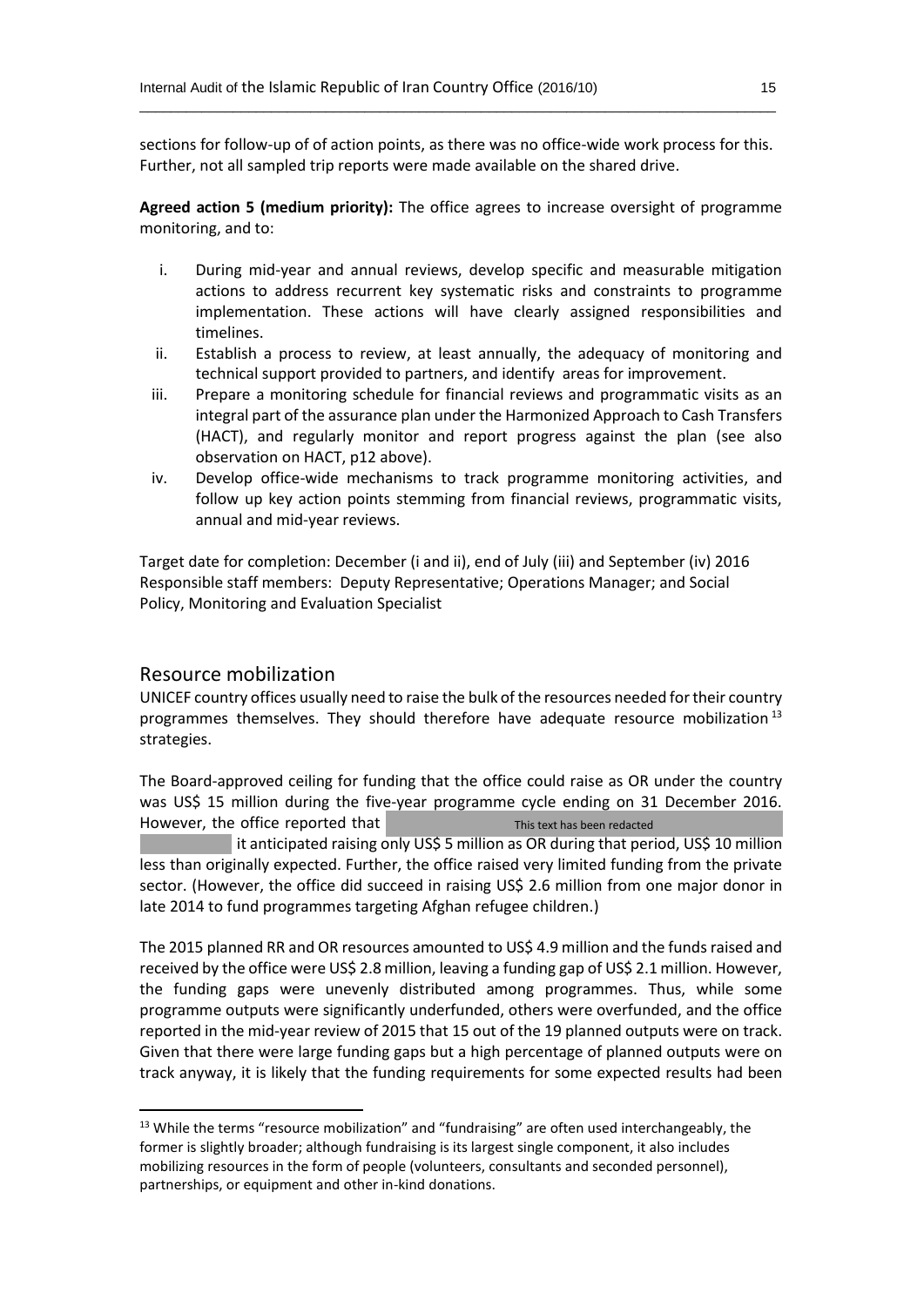sections for follow-up of of action points, as there was no office-wide work process for this. Further, not all sampled trip reports were made available on the shared drive.

**Agreed action 5 (medium priority):** The office agrees to increase oversight of programme monitoring, and to:

i. During mid-year and annual reviews, develop specific and measurable mitigation actions to address recurrent key systematic risks and constraints to programme implementation. These actions will have clearly assigned responsibilities and timelines.
ii. Establish a process to review, at least annually, the adequacy of monitoring and technical support provided to partners, and identify areas for improvement.
iii. Prepare a monitoring schedule for financial reviews and programmatic visits as an integral part of the assurance plan under the Harmonized Approach to Cash Transfers (HACT), and regularly monitor and report progress against the plan (see also observation on HACT, p12 above).
iv. Develop office-wide mechanisms to track programme monitoring activities, and follow up key action points stemming from financial reviews, programmatic visits, annual and mid-year reviews.

Target date for completion: December (i and ii), end of July (iii) and September (iv) 2016
Responsible staff members: Deputy Representative; Operations Manager; and Social Policy, Monitoring and Evaluation Specialist

## Resource mobilization

UNICEF country offices usually need to raise the bulk of the resources needed for their country programmes themselves. They should therefore have adequate resource mobilization[13] strategies.

The Board-approved ceiling for funding that the office could raise as OR under the country was US$ 15 million during the five-year programme cycle ending on 31 December 2016. However, the office reported that [This text has been redacted] it anticipated raising only US$ 5 million as OR during that period, US$ 10 million less than originally expected. Further, the office raised very limited funding from the private sector. (However, the office did succeed in raising US$ 2.6 million from one major donor in late 2014 to fund programmes targeting Afghan refugee children.)

The 2015 planned RR and OR resources amounted to US$ 4.9 million and the funds raised and received by the office were US$ 2.8 million, leaving a funding gap of US$ 2.1 million. However, the funding gaps were unevenly distributed among programmes. Thus, while some programme outputs were significantly underfunded, others were overfunded, and the office reported in the mid-year review of 2015 that 15 out of the 19 planned outputs were on track. Given that there were large funding gaps but a high percentage of planned outputs were on track anyway, it is likely that the funding requirements for some expected results had been

[13] While the terms "resource mobilization" and "fundraising" are often used interchangeably, the former is slightly broader; although fundraising is its largest single component, it also includes mobilizing resources in the form of people (volunteers, consultants and seconded personnel), partnerships, or equipment and other in-kind donations.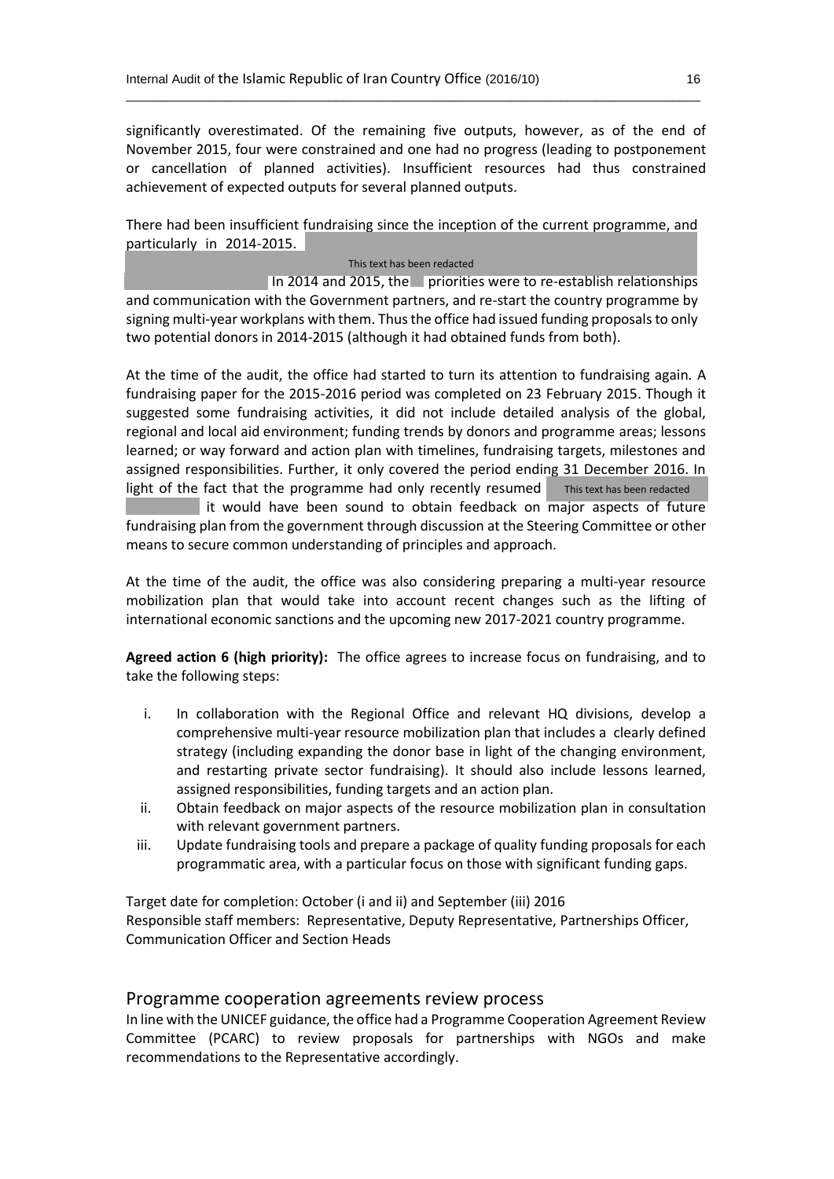significantly overestimated. Of the remaining five outputs, however, as of the end of November 2015, four were constrained and one had no progress (leading to postponement or cancellation of planned activities). Insufficient resources had thus constrained achievement of expected outputs for several planned outputs.

There had been insufficient fundraising since the inception of the current programme, and particularly in 2014-2015. This text has been redacted In 2014 and 2015, the priorities were to re-establish relationships and communication with the Government partners, and re-start the country programme by signing multi-year workplans with them. Thus the office had issued funding proposals to only two potential donors in 2014-2015 (although it had obtained funds from both).

At the time of the audit, the office had started to turn its attention to fundraising again. A fundraising paper for the 2015-2016 period was completed on 23 February 2015. Though it suggested some fundraising activities, it did not include detailed analysis of the global, regional and local aid environment; funding trends by donors and programme areas; lessons learned; or way forward and action plan with timelines, fundraising targets, milestones and assigned responsibilities. Further, it only covered the period ending 31 December 2016. In light of the fact that the programme had only recently resumed This text has been redacted it would have been sound to obtain feedback on major aspects of future fundraising plan from the government through discussion at the Steering Committee or other means to secure common understanding of principles and approach.

At the time of the audit, the office was also considering preparing a multi-year resource mobilization plan that would take into account recent changes such as the lifting of international economic sanctions and the upcoming new 2017-2021 country programme.

**Agreed action 6 (high priority):** The office agrees to increase focus on fundraising, and to take the following steps:

i. In collaboration with the Regional Office and relevant HQ divisions, develop a comprehensive multi-year resource mobilization plan that includes a clearly defined strategy (including expanding the donor base in light of the changing environment, and restarting private sector fundraising). It should also include lessons learned, assigned responsibilities, funding targets and an action plan.
ii. Obtain feedback on major aspects of the resource mobilization plan in consultation with relevant government partners.
iii. Update fundraising tools and prepare a package of quality funding proposals for each programmatic area, with a particular focus on those with significant funding gaps.

Target date for completion: October (i and ii) and September (iii) 2016
Responsible staff members: Representative, Deputy Representative, Partnerships Officer, Communication Officer and Section Heads

## Programme cooperation agreements review process

In line with the UNICEF guidance, the office had a Programme Cooperation Agreement Review Committee (PCARC) to review proposals for partnerships with NGOs and make recommendations to the Representative accordingly.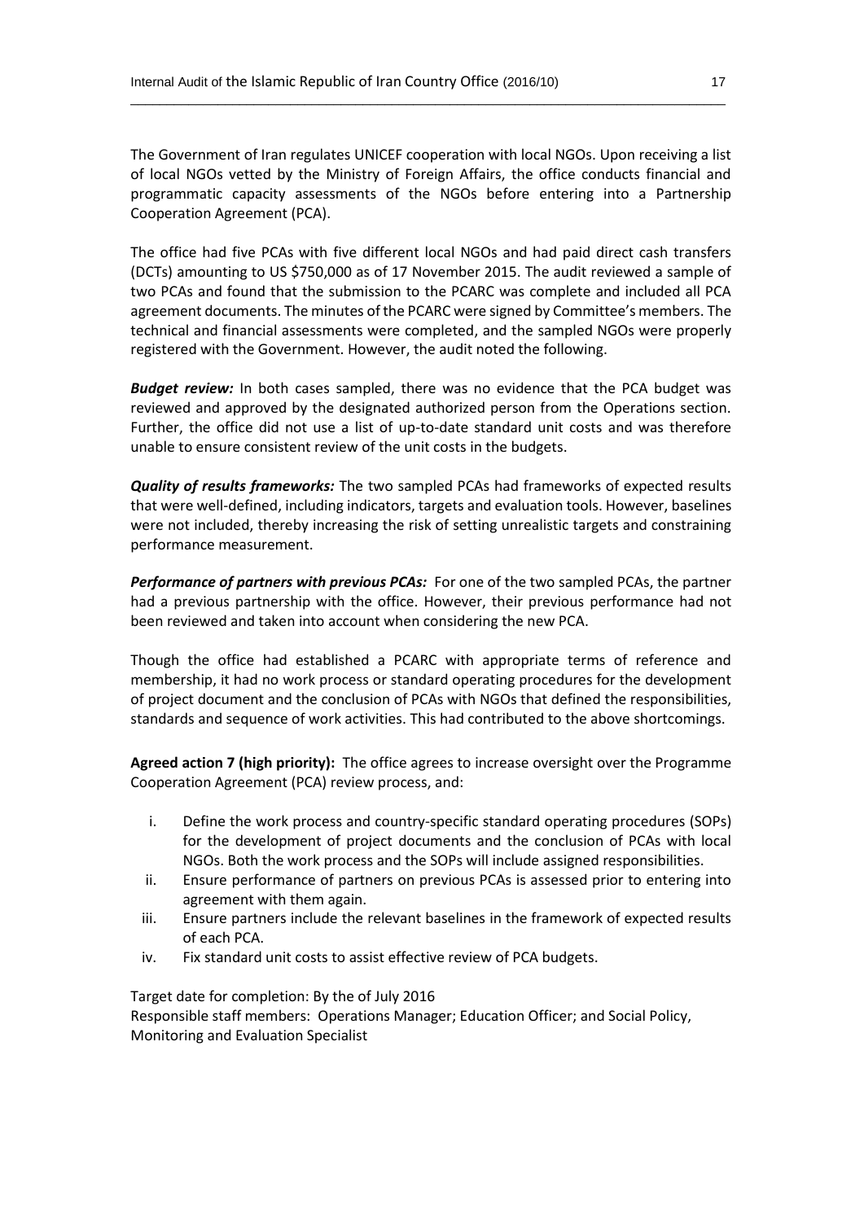The Government of Iran regulates UNICEF cooperation with local NGOs. Upon receiving a list of local NGOs vetted by the Ministry of Foreign Affairs, the office conducts financial and programmatic capacity assessments of the NGOs before entering into a Partnership Cooperation Agreement (PCA).

The office had five PCAs with five different local NGOs and had paid direct cash transfers (DCTs) amounting to US $750,000 as of 17 November 2015. The audit reviewed a sample of two PCAs and found that the submission to the PCARC was complete and included all PCA agreement documents. The minutes of the PCARC were signed by Committee's members. The technical and financial assessments were completed, and the sampled NGOs were properly registered with the Government. However, the audit noted the following.

***Budget review:*** In both cases sampled, there was no evidence that the PCA budget was reviewed and approved by the designated authorized person from the Operations section. Further, the office did not use a list of up-to-date standard unit costs and was therefore unable to ensure consistent review of the unit costs in the budgets.

***Quality of results frameworks:*** The two sampled PCAs had frameworks of expected results that were well-defined, including indicators, targets and evaluation tools. However, baselines were not included, thereby increasing the risk of setting unrealistic targets and constraining performance measurement.

***Performance of partners with previous PCAs:*** For one of the two sampled PCAs, the partner had a previous partnership with the office. However, their previous performance had not been reviewed and taken into account when considering the new PCA.

Though the office had established a PCARC with appropriate terms of reference and membership, it had no work process or standard operating procedures for the development of project document and the conclusion of PCAs with NGOs that defined the responsibilities, standards and sequence of work activities. This had contributed to the above shortcomings.

**Agreed action 7 (high priority):** The office agrees to increase oversight over the Programme Cooperation Agreement (PCA) review process, and:

i. Define the work process and country-specific standard operating procedures (SOPs) for the development of project documents and the conclusion of PCAs with local NGOs. Both the work process and the SOPs will include assigned responsibilities.
ii. Ensure performance of partners on previous PCAs is assessed prior to entering into agreement with them again.
iii. Ensure partners include the relevant baselines in the framework of expected results of each PCA.
iv. Fix standard unit costs to assist effective review of PCA budgets.

Target date for completion: By the of July 2016
Responsible staff members: Operations Manager; Education Officer; and Social Policy, Monitoring and Evaluation Specialist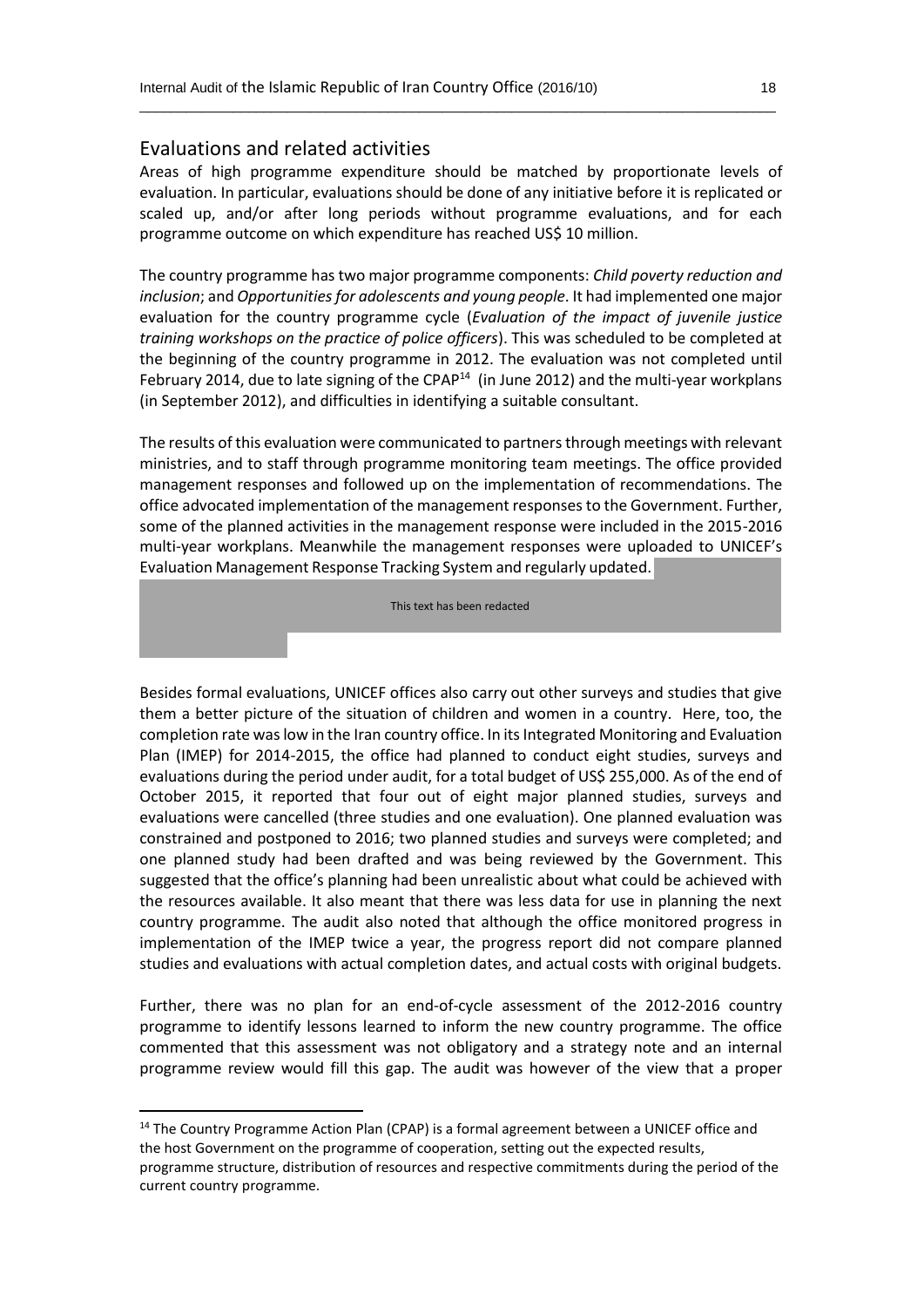## Evaluations and related activities

Areas of high programme expenditure should be matched by proportionate levels of evaluation. In particular, evaluations should be done of any initiative before it is replicated or scaled up, and/or after long periods without programme evaluations, and for each programme outcome on which expenditure has reached US$ 10 million.

The country programme has two major programme components: *Child poverty reduction and inclusion*; and *Opportunities for adolescents and young people*. It had implemented one major evaluation for the country programme cycle (*Evaluation of the impact of juvenile justice training workshops on the practice of police officers*). This was scheduled to be completed at the beginning of the country programme in 2012. The evaluation was not completed until February 2014, due to late signing of the CPAP[14] (in June 2012) and the multi-year workplans (in September 2012), and difficulties in identifying a suitable consultant.

The results of this evaluation were communicated to partners through meetings with relevant ministries, and to staff through programme monitoring team meetings. The office provided management responses and followed up on the implementation of recommendations. The office advocated implementation of the management responses to the Government. Further, some of the planned activities in the management response were included in the 2015-2016 multi-year workplans. Meanwhile the management responses were uploaded to UNICEF's Evaluation Management Response Tracking System and regularly updated.

This text has been redacted

Besides formal evaluations, UNICEF offices also carry out other surveys and studies that give them a better picture of the situation of children and women in a country. Here, too, the completion rate was low in the Iran country office. In its Integrated Monitoring and Evaluation Plan (IMEP) for 2014-2015, the office had planned to conduct eight studies, surveys and evaluations during the period under audit, for a total budget of US$ 255,000. As of the end of October 2015, it reported that four out of eight major planned studies, surveys and evaluations were cancelled (three studies and one evaluation). One planned evaluation was constrained and postponed to 2016; two planned studies and surveys were completed; and one planned study had been drafted and was being reviewed by the Government. This suggested that the office's planning had been unrealistic about what could be achieved with the resources available. It also meant that there was less data for use in planning the next country programme. The audit also noted that although the office monitored progress in implementation of the IMEP twice a year, the progress report did not compare planned studies and evaluations with actual completion dates, and actual costs with original budgets.

Further, there was no plan for an end-of-cycle assessment of the 2012-2016 country programme to identify lessons learned to inform the new country programme. The office commented that this assessment was not obligatory and a strategy note and an internal programme review would fill this gap. The audit was however of the view that a proper

[14] The Country Programme Action Plan (CPAP) is a formal agreement between a UNICEF office and the host Government on the programme of cooperation, setting out the expected results, programme structure, distribution of resources and respective commitments during the period of the current country programme.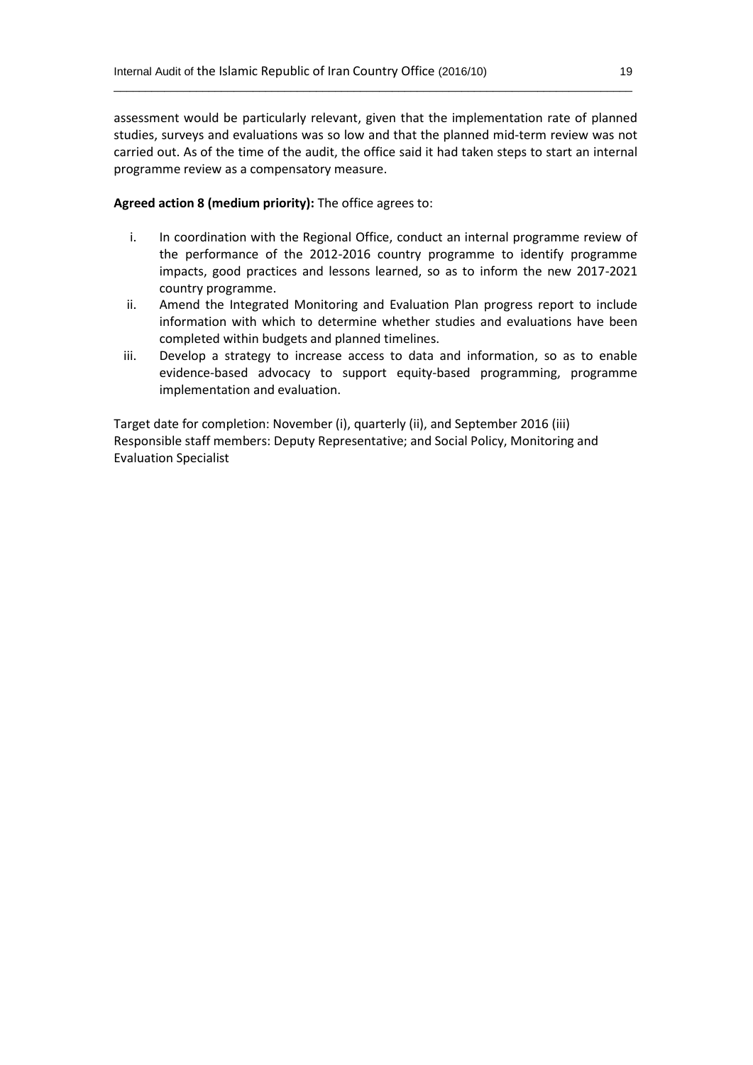assessment would be particularly relevant, given that the implementation rate of planned studies, surveys and evaluations was so low and that the planned mid-term review was not carried out. As of the time of the audit, the office said it had taken steps to start an internal programme review as a compensatory measure.

**Agreed action 8 (medium priority):** The office agrees to:

i. In coordination with the Regional Office, conduct an internal programme review of the performance of the 2012-2016 country programme to identify programme impacts, good practices and lessons learned, so as to inform the new 2017-2021 country programme.
ii. Amend the Integrated Monitoring and Evaluation Plan progress report to include information with which to determine whether studies and evaluations have been completed within budgets and planned timelines.
iii. Develop a strategy to increase access to data and information, so as to enable evidence-based advocacy to support equity-based programming, programme implementation and evaluation.

Target date for completion: November (i), quarterly (ii), and September 2016 (iii)
Responsible staff members: Deputy Representative; and Social Policy, Monitoring and Evaluation Specialist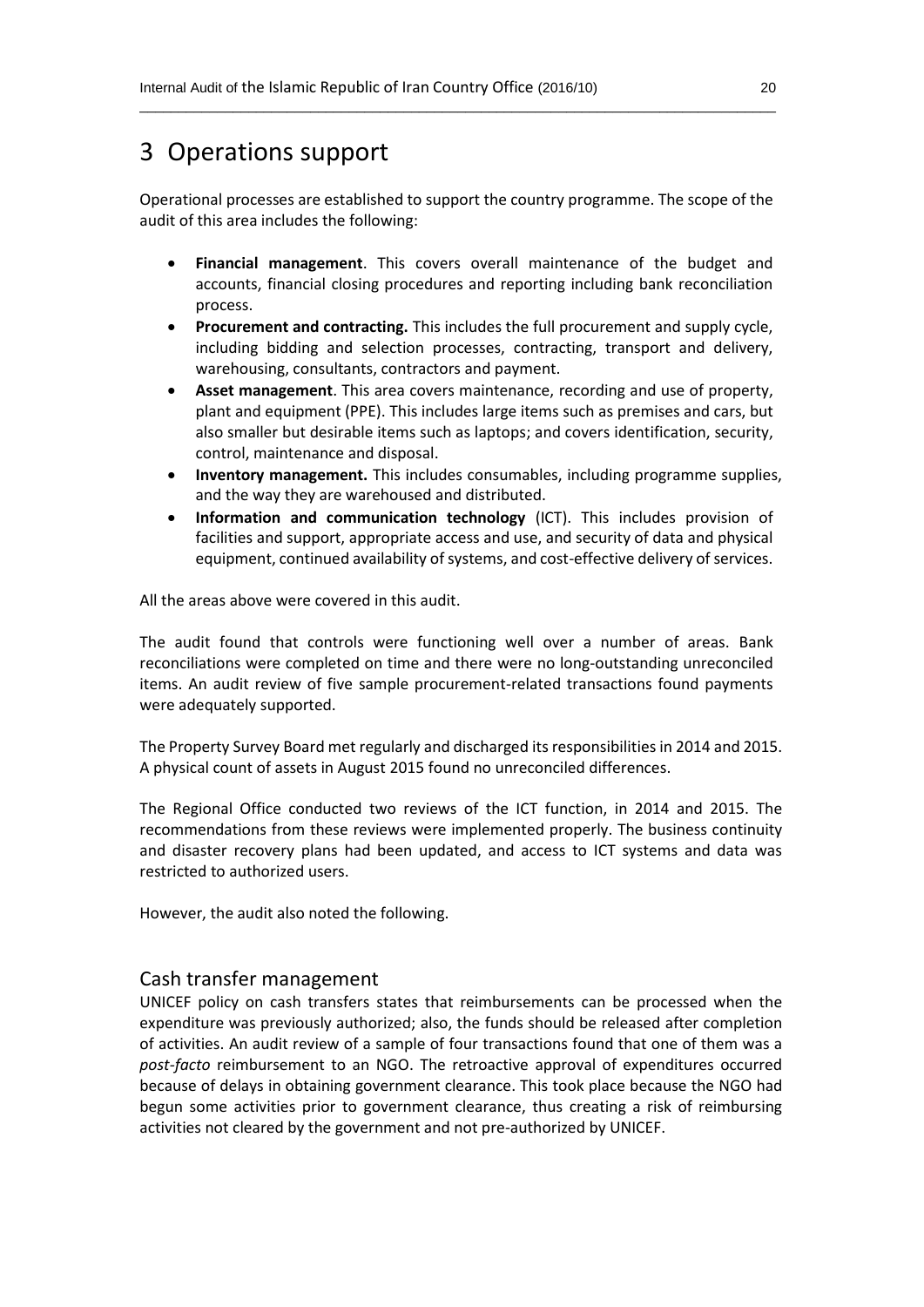# 3 Operations support

Operational processes are established to support the country programme. The scope of the audit of this area includes the following:

- **Financial management**. This covers overall maintenance of the budget and accounts, financial closing procedures and reporting including bank reconciliation process.
- **Procurement and contracting.** This includes the full procurement and supply cycle, including bidding and selection processes, contracting, transport and delivery, warehousing, consultants, contractors and payment.
- **Asset management**. This area covers maintenance, recording and use of property, plant and equipment (PPE). This includes large items such as premises and cars, but also smaller but desirable items such as laptops; and covers identification, security, control, maintenance and disposal.
- **Inventory management.** This includes consumables, including programme supplies, and the way they are warehoused and distributed.
- **Information and communication technology** (ICT). This includes provision of facilities and support, appropriate access and use, and security of data and physical equipment, continued availability of systems, and cost-effective delivery of services.

All the areas above were covered in this audit.

The audit found that controls were functioning well over a number of areas. Bank reconciliations were completed on time and there were no long-outstanding unreconciled items. An audit review of five sample procurement-related transactions found payments were adequately supported.

The Property Survey Board met regularly and discharged its responsibilities in 2014 and 2015. A physical count of assets in August 2015 found no unreconciled differences.

The Regional Office conducted two reviews of the ICT function, in 2014 and 2015. The recommendations from these reviews were implemented properly. The business continuity and disaster recovery plans had been updated, and access to ICT systems and data was restricted to authorized users.

However, the audit also noted the following.

## Cash transfer management

UNICEF policy on cash transfers states that reimbursements can be processed when the expenditure was previously authorized; also, the funds should be released after completion of activities. An audit review of a sample of four transactions found that one of them was a *post-facto* reimbursement to an NGO. The retroactive approval of expenditures occurred because of delays in obtaining government clearance. This took place because the NGO had begun some activities prior to government clearance, thus creating a risk of reimbursing activities not cleared by the government and not pre-authorized by UNICEF.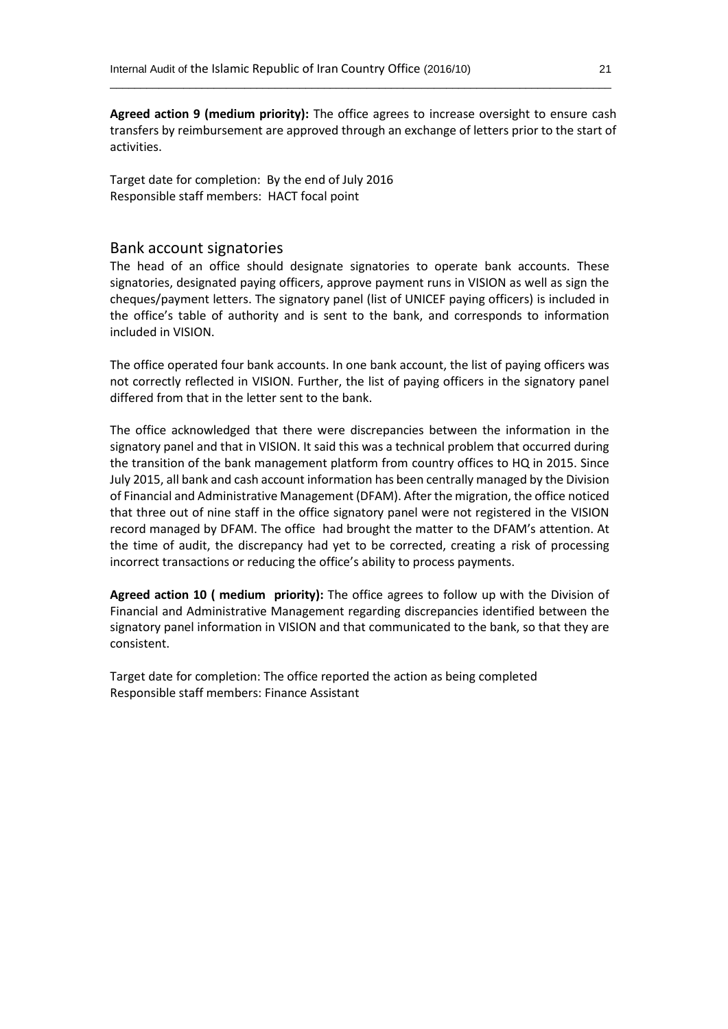**Agreed action 9 (medium priority):** The office agrees to increase oversight to ensure cash transfers by reimbursement are approved through an exchange of letters prior to the start of activities.

Target date for completion: By the end of July 2016
Responsible staff members: HACT focal point

## Bank account signatories

The head of an office should designate signatories to operate bank accounts. These signatories, designated paying officers, approve payment runs in VISION as well as sign the cheques/payment letters. The signatory panel (list of UNICEF paying officers) is included in the office's table of authority and is sent to the bank, and corresponds to information included in VISION.

The office operated four bank accounts. In one bank account, the list of paying officers was not correctly reflected in VISION. Further, the list of paying officers in the signatory panel differed from that in the letter sent to the bank.

The office acknowledged that there were discrepancies between the information in the signatory panel and that in VISION. It said this was a technical problem that occurred during the transition of the bank management platform from country offices to HQ in 2015. Since July 2015, all bank and cash account information has been centrally managed by the Division of Financial and Administrative Management (DFAM). After the migration, the office noticed that three out of nine staff in the office signatory panel were not registered in the VISION record managed by DFAM. The office had brought the matter to the DFAM's attention. At the time of audit, the discrepancy had yet to be corrected, creating a risk of processing incorrect transactions or reducing the office's ability to process payments.

**Agreed action 10 ( medium priority):** The office agrees to follow up with the Division of Financial and Administrative Management regarding discrepancies identified between the signatory panel information in VISION and that communicated to the bank, so that they are consistent.

Target date for completion: The office reported the action as being completed
Responsible staff members: Finance Assistant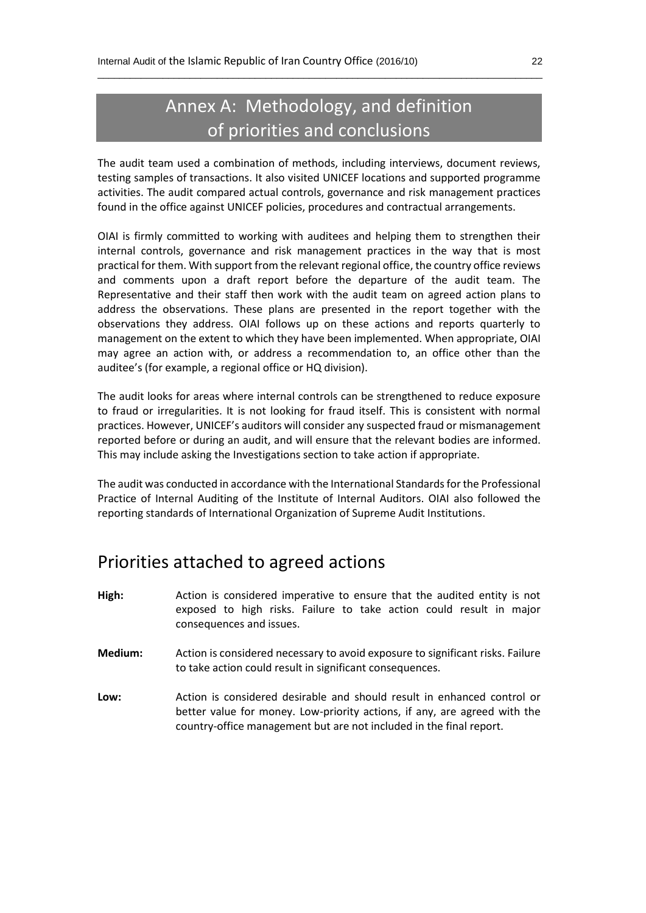# Annex A: Methodology, and definition of priorities and conclusions

The audit team used a combination of methods, including interviews, document reviews, testing samples of transactions. It also visited UNICEF locations and supported programme activities. The audit compared actual controls, governance and risk management practices found in the office against UNICEF policies, procedures and contractual arrangements.

OIAI is firmly committed to working with auditees and helping them to strengthen their internal controls, governance and risk management practices in the way that is most practical for them. With support from the relevant regional office, the country office reviews and comments upon a draft report before the departure of the audit team. The Representative and their staff then work with the audit team on agreed action plans to address the observations. These plans are presented in the report together with the observations they address. OIAI follows up on these actions and reports quarterly to management on the extent to which they have been implemented. When appropriate, OIAI may agree an action with, or address a recommendation to, an office other than the auditee's (for example, a regional office or HQ division).

The audit looks for areas where internal controls can be strengthened to reduce exposure to fraud or irregularities. It is not looking for fraud itself. This is consistent with normal practices. However, UNICEF's auditors will consider any suspected fraud or mismanagement reported before or during an audit, and will ensure that the relevant bodies are informed. This may include asking the Investigations section to take action if appropriate.

The audit was conducted in accordance with the International Standards for the Professional Practice of Internal Auditing of the Institute of Internal Auditors. OIAI also followed the reporting standards of International Organization of Supreme Audit Institutions.

## Priorities attached to agreed actions

**High:** Action is considered imperative to ensure that the audited entity is not exposed to high risks. Failure to take action could result in major consequences and issues.

**Medium:** Action is considered necessary to avoid exposure to significant risks. Failure to take action could result in significant consequences.

**Low:** Action is considered desirable and should result in enhanced control or better value for money. Low-priority actions, if any, are agreed with the country-office management but are not included in the final report.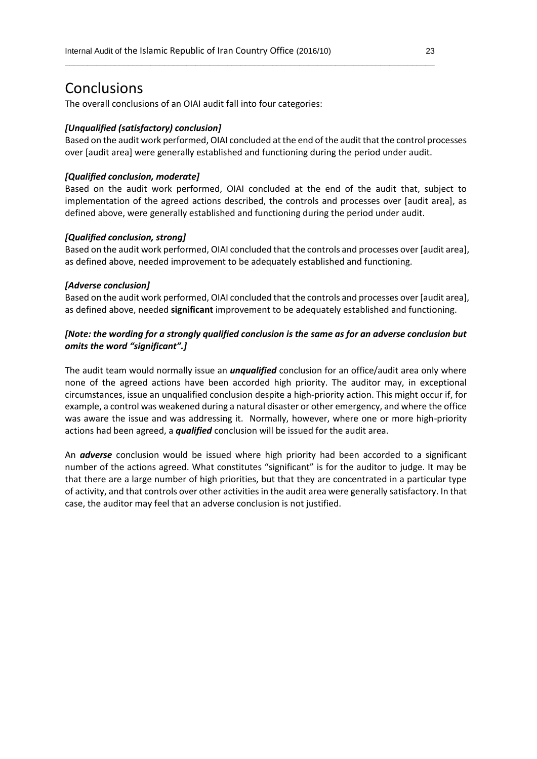# Conclusions

The overall conclusions of an OIAI audit fall into four categories:

***[Unqualified (satisfactory) conclusion]***

Based on the audit work performed, OIAI concluded at the end of the audit that the control processes over [audit area] were generally established and functioning during the period under audit.

***[Qualified conclusion, moderate]***

Based on the audit work performed, OIAI concluded at the end of the audit that, subject to implementation of the agreed actions described, the controls and processes over [audit area], as defined above, were generally established and functioning during the period under audit.

***[Qualified conclusion, strong]***

Based on the audit work performed, OIAI concluded that the controls and processes over [audit area], as defined above, needed improvement to be adequately established and functioning.

***[Adverse conclusion]***

Based on the audit work performed, OIAI concluded that the controls and processes over [audit area], as defined above, needed **significant** improvement to be adequately established and functioning.

***[Note: the wording for a strongly qualified conclusion is the same as for an adverse conclusion but omits the word "significant".]***

The audit team would normally issue an ***unqualified*** conclusion for an office/audit area only where none of the agreed actions have been accorded high priority. The auditor may, in exceptional circumstances, issue an unqualified conclusion despite a high-priority action. This might occur if, for example, a control was weakened during a natural disaster or other emergency, and where the office was aware the issue and was addressing it. Normally, however, where one or more high-priority actions had been agreed, a ***qualified*** conclusion will be issued for the audit area.

An ***adverse*** conclusion would be issued where high priority had been accorded to a significant number of the actions agreed. What constitutes "significant" is for the auditor to judge. It may be that there are a large number of high priorities, but that they are concentrated in a particular type of activity, and that controls over other activities in the audit area were generally satisfactory. In that case, the auditor may feel that an adverse conclusion is not justified.